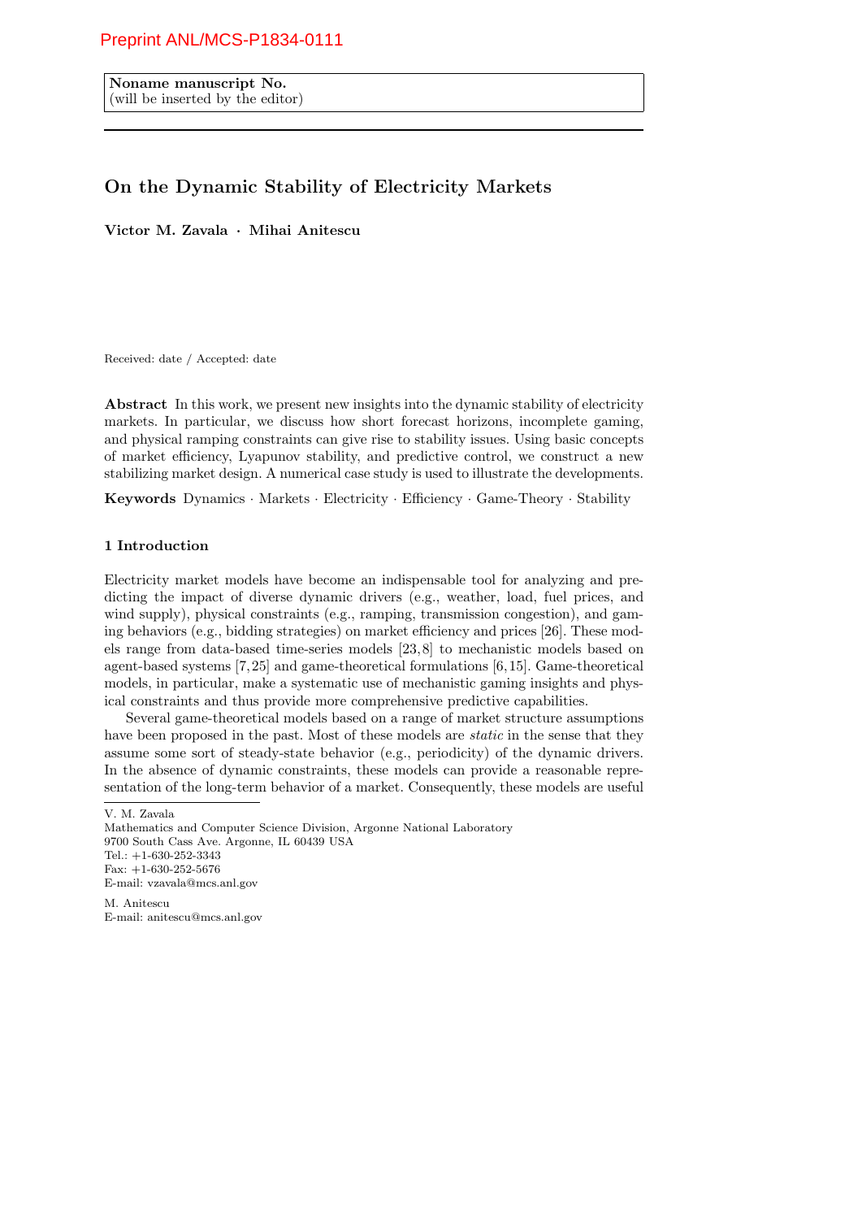Preprint ANL/MCS-P1834-0111

**Noname manuscript No.**
(will be inserted by the editor)

# On the Dynamic Stability of Electricity Markets

**Victor M. Zavala · Mihai Anitescu**

Received: date / Accepted: date

**Abstract** In this work, we present new insights into the dynamic stability of electricity markets. In particular, we discuss how short forecast horizons, incomplete gaming, and physical ramping constraints can give rise to stability issues. Using basic concepts of market efficiency, Lyapunov stability, and predictive control, we construct a new stabilizing market design. A numerical case study is used to illustrate the developments.

**Keywords** Dynamics · Markets · Electricity · Efficiency · Game-Theory · Stability

## 1 Introduction

Electricity market models have become an indispensable tool for analyzing and predicting the impact of diverse dynamic drivers (e.g., weather, load, fuel prices, and wind supply), physical constraints (e.g., ramping, transmission congestion), and gaming behaviors (e.g., bidding strategies) on market efficiency and prices [26]. These models range from data-based time-series models [23,8] to mechanistic models based on agent-based systems [7,25] and game-theoretical formulations [6,15]. Game-theoretical models, in particular, make a systematic use of mechanistic gaming insights and physical constraints and thus provide more comprehensive predictive capabilities.

Several game-theoretical models based on a range of market structure assumptions have been proposed in the past. Most of these models are *static* in the sense that they assume some sort of steady-state behavior (e.g., periodicity) of the dynamic drivers. In the absence of dynamic constraints, these models can provide a reasonable representation of the long-term behavior of a market. Consequently, these models are useful

V. M. Zavala
Mathematics and Computer Science Division, Argonne National Laboratory
9700 South Cass Ave. Argonne, IL 60439 USA
Tel.: +1-630-252-3343
Fax: +1-630-252-5676
E-mail: vzavala@mcs.anl.gov

M. Anitescu
E-mail: anitescu@mcs.anl.gov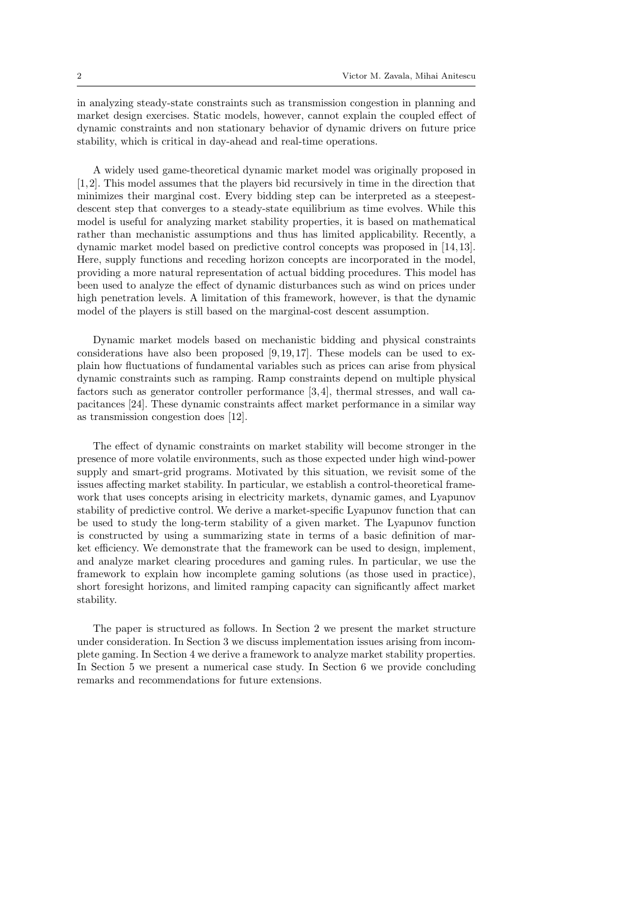in analyzing steady-state constraints such as transmission congestion in planning and market design exercises. Static models, however, cannot explain the coupled effect of dynamic constraints and non stationary behavior of dynamic drivers on future price stability, which is critical in day-ahead and real-time operations.

A widely used game-theoretical dynamic market model was originally proposed in [1,2]. This model assumes that the players bid recursively in time in the direction that minimizes their marginal cost. Every bidding step can be interpreted as a steepest-descent step that converges to a steady-state equilibrium as time evolves. While this model is useful for analyzing market stability properties, it is based on mathematical rather than mechanistic assumptions and thus has limited applicability. Recently, a dynamic market model based on predictive control concepts was proposed in [14,13]. Here, supply functions and receding horizon concepts are incorporated in the model, providing a more natural representation of actual bidding procedures. This model has been used to analyze the effect of dynamic disturbances such as wind on prices under high penetration levels. A limitation of this framework, however, is that the dynamic model of the players is still based on the marginal-cost descent assumption.

Dynamic market models based on mechanistic bidding and physical constraints considerations have also been proposed [9,19,17]. These models can be used to explain how fluctuations of fundamental variables such as prices can arise from physical dynamic constraints such as ramping. Ramp constraints depend on multiple physical factors such as generator controller performance [3,4], thermal stresses, and wall capacitances [24]. These dynamic constraints affect market performance in a similar way as transmission congestion does [12].

The effect of dynamic constraints on market stability will become stronger in the presence of more volatile environments, such as those expected under high wind-power supply and smart-grid programs. Motivated by this situation, we revisit some of the issues affecting market stability. In particular, we establish a control-theoretical framework that uses concepts arising in electricity markets, dynamic games, and Lyapunov stability of predictive control. We derive a market-specific Lyapunov function that can be used to study the long-term stability of a given market. The Lyapunov function is constructed by using a summarizing state in terms of a basic definition of market efficiency. We demonstrate that the framework can be used to design, implement, and analyze market clearing procedures and gaming rules. In particular, we use the framework to explain how incomplete gaming solutions (as those used in practice), short foresight horizons, and limited ramping capacity can significantly affect market stability.

The paper is structured as follows. In Section 2 we present the market structure under consideration. In Section 3 we discuss implementation issues arising from incomplete gaming. In Section 4 we derive a framework to analyze market stability properties. In Section 5 we present a numerical case study. In Section 6 we provide concluding remarks and recommendations for future extensions.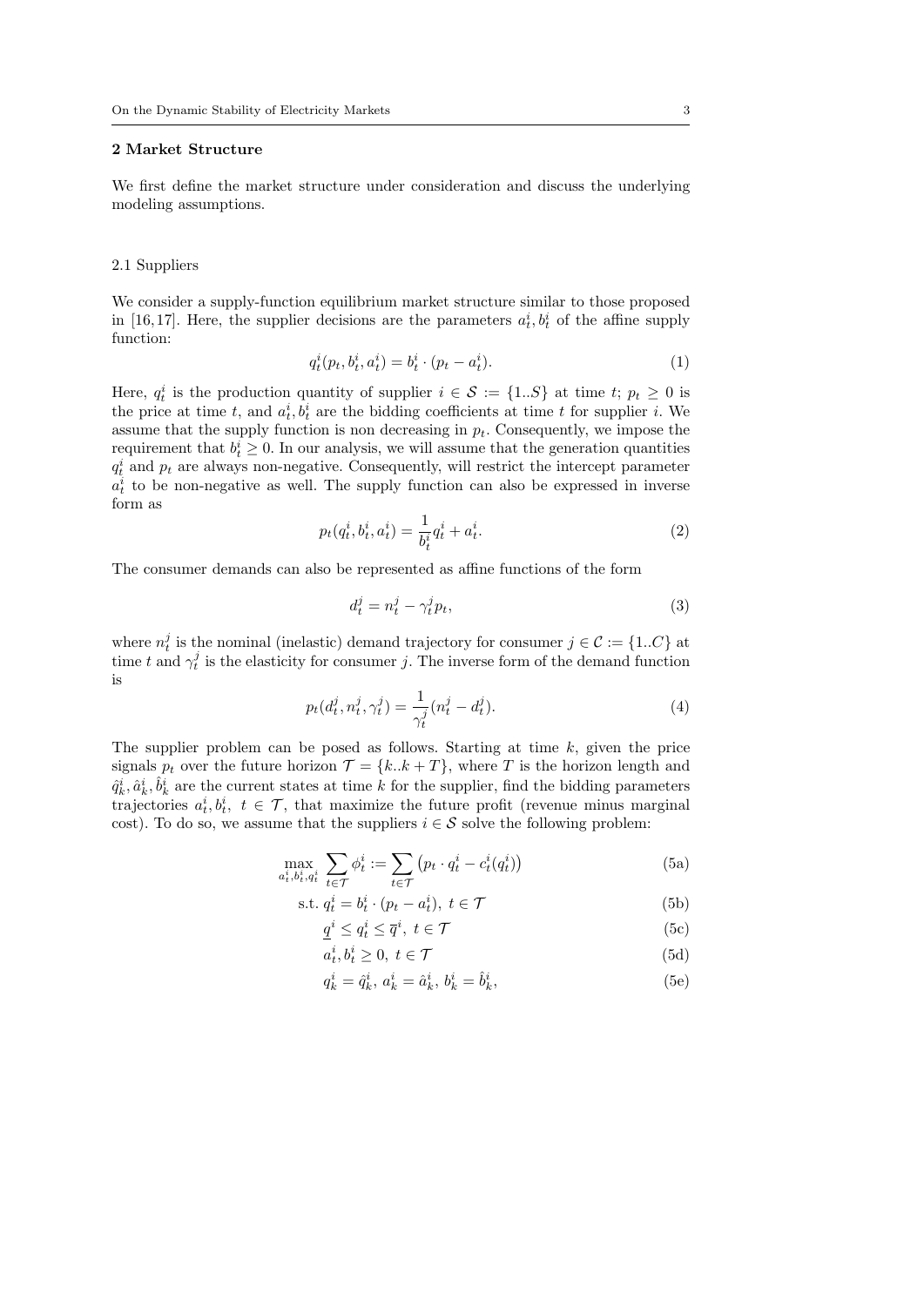## 2 Market Structure

We first define the market structure under consideration and discuss the underlying modeling assumptions.

### 2.1 Suppliers

We consider a supply-function equilibrium market structure similar to those proposed in [16,17]. Here, the supplier decisions are the parameters $a_t^i, b_t^i$ of the affine supply function:

$$q_t^i(p_t, b_t^i, a_t^i) = b_t^i \cdot (p_t - a_t^i). \tag{1}$$

Here, $q_t^i$ is the production quantity of supplier $i \in \mathcal{S} := \{1..S\}$ at time $t$; $p_t \geq 0$ is the price at time $t$, and $a_t^i, b_t^i$ are the bidding coefficients at time $t$ for supplier $i$. We assume that the supply function is non decreasing in $p_t$. Consequently, we impose the requirement that $b_t^i \geq 0$. In our analysis, we will assume that the generation quantities $q_t^i$ and $p_t$ are always non-negative. Consequently, will restrict the intercept parameter $a_t^i$ to be non-negative as well. The supply function can also be expressed in inverse form as

$$p_t(q_t^i, b_t^i, a_t^i) = \frac{1}{b_t^i} q_t^i + a_t^i. \tag{2}$$

The consumer demands can also be represented as affine functions of the form

$$d_t^j = n_t^j - \gamma_t^j p_t, \tag{3}$$

where $n_t^j$ is the nominal (inelastic) demand trajectory for consumer $j \in \mathcal{C} := \{1..C\}$ at time $t$ and $\gamma_t^j$ is the elasticity for consumer $j$. The inverse form of the demand function is

$$p_t(d_t^j, n_t^j, \gamma_t^j) = \frac{1}{\gamma_t^j}(n_t^j - d_t^j). \tag{4}$$

The supplier problem can be posed as follows. Starting at time $k$, given the price signals $p_t$ over the future horizon $\mathcal{T} = \{k..k+T\}$, where $T$ is the horizon length and $\hat{q}_k^i, \hat{a}_k^i, \hat{b}_k^i$ are the current states at time $k$ for the supplier, find the bidding parameters trajectories $a_t^i, b_t^i,\ t \in \mathcal{T}$, that maximize the future profit (revenue minus marginal cost). To do so, we assume that the suppliers $i \in \mathcal{S}$ solve the following problem:

$$\max_{a_t^i, b_t^i, q_t^i} \sum_{t \in \mathcal{T}} \phi_t^i := \sum_{t \in \mathcal{T}} \left( p_t \cdot q_t^i - c_t^i(q_t^i) \right) \tag{5a}$$

$$\text{s.t. } q_t^i = b_t^i \cdot (p_t - a_t^i),\ t \in \mathcal{T} \tag{5b}$$

$$\underline{q}^i \leq q_t^i \leq \overline{q}^i,\ t \in \mathcal{T} \tag{5c}$$

$$a_t^i, b_t^i \geq 0,\ t \in \mathcal{T} \tag{5d}$$

$$q_k^i = \hat{q}_k^i,\ a_k^i = \hat{a}_k^i,\ b_k^i = \hat{b}_k^i, \tag{5e}$$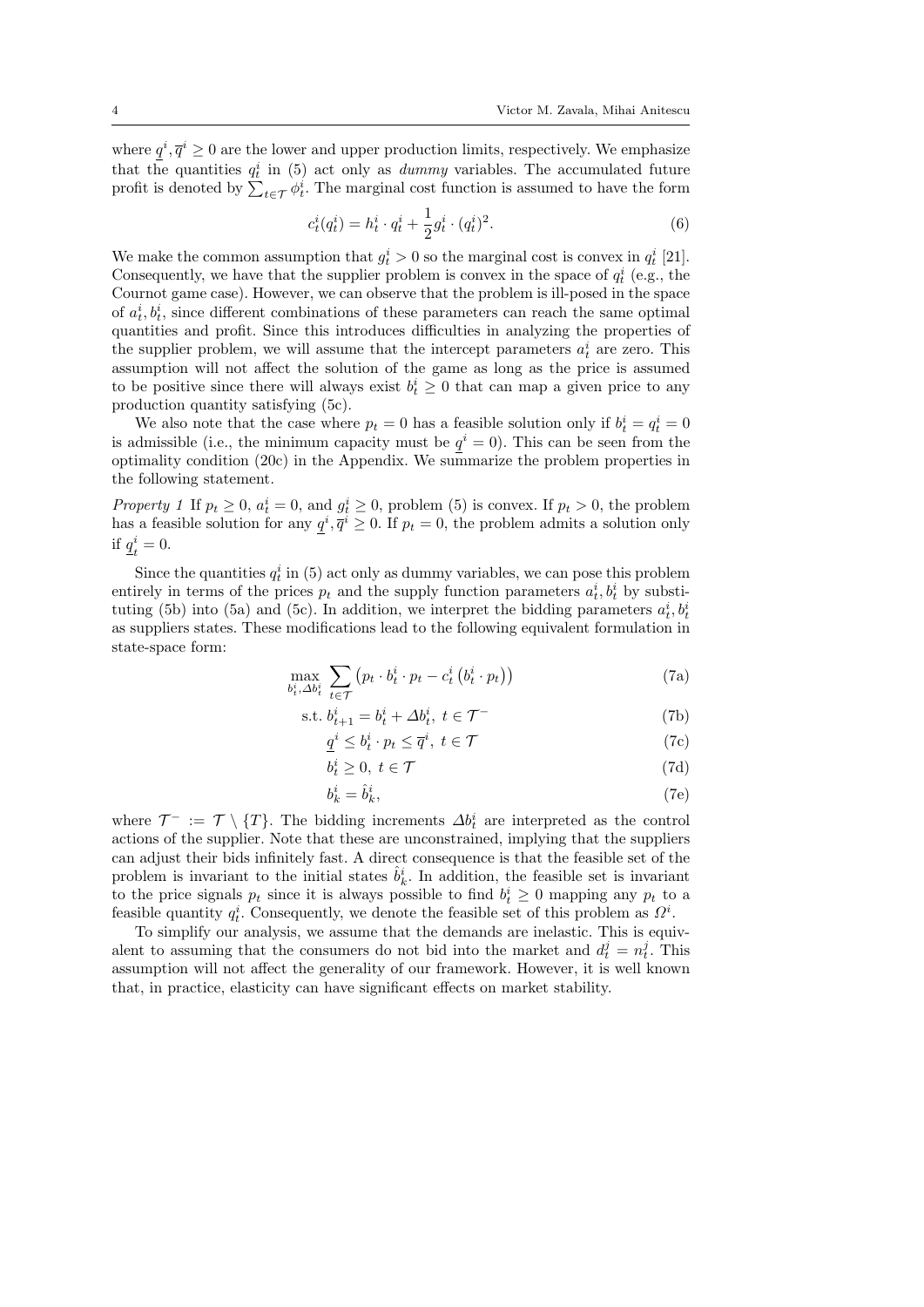where $\underline{q}^i, \overline{q}^i \geq 0$ are the lower and upper production limits, respectively. We emphasize that the quantities $q_t^i$ in (5) act only as *dummy* variables. The accumulated future profit is denoted by $\sum_{t\in\mathcal{T}} \phi_t^i$. The marginal cost function is assumed to have the form

$$c_t^i(q_t^i) = h_t^i \cdot q_t^i + \frac{1}{2} g_t^i \cdot (q_t^i)^2. \tag{6}$$

We make the common assumption that $g_t^i > 0$ so the marginal cost is convex in $q_t^i$ [21]. Consequently, we have that the supplier problem is convex in the space of $q_t^i$ (e.g., the Cournot game case). However, we can observe that the problem is ill-posed in the space of $a_t^i, b_t^i$, since different combinations of these parameters can reach the same optimal quantities and profit. Since this introduces difficulties in analyzing the properties of the supplier problem, we will assume that the intercept parameters $a_t^i$ are zero. This assumption will not affect the solution of the game as long as the price is assumed to be positive since there will always exist $b_t^i \geq 0$ that can map a given price to any production quantity satisfying (5c).

We also note that the case where $p_t = 0$ has a feasible solution only if $b_t^i = q_t^i = 0$ is admissible (i.e., the minimum capacity must be $\underline{q}^i = 0$). This can be seen from the optimality condition (20c) in the Appendix. We summarize the problem properties in the following statement.

*Property 1* If $p_t \geq 0$, $a_t^i = 0$, and $g_t^i \geq 0$, problem (5) is convex. If $p_t > 0$, the problem has a feasible solution for any $\underline{q}^i, \overline{q}^i \geq 0$. If $p_t = 0$, the problem admits a solution only if $\underline{q}_t^i = 0$.

Since the quantities $q_t^i$ in (5) act only as dummy variables, we can pose this problem entirely in terms of the prices $p_t$ and the supply function parameters $a_t^i, b_t^i$ by substituting (5b) into (5a) and (5c). In addition, we interpret the bidding parameters $a_t^i, b_t^i$ as suppliers states. These modifications lead to the following equivalent formulation in state-space form:

$$\max_{b_t^i, \Delta b_t^i} \sum_{t\in\mathcal{T}} \left( p_t \cdot b_t^i \cdot p_t - c_t^i\left(b_t^i \cdot p_t\right)\right) \tag{7a}$$

$$\text{s.t. } b_{t+1}^i = b_t^i + \Delta b_t^i, \ t \in \mathcal{T}^- \tag{7b}$$

$$\underline{q}^i \leq b_t^i \cdot p_t \leq \overline{q}^i, \ t \in \mathcal{T} \tag{7c}$$

$$b_t^i \geq 0, \ t \in \mathcal{T} \tag{7d}$$

$$b_k^i = \hat{b}_k^i, \tag{7e}$$

where $\mathcal{T}^- := \mathcal{T} \setminus \{T\}$. The bidding increments $\Delta b_t^i$ are interpreted as the control actions of the supplier. Note that these are unconstrained, implying that the suppliers can adjust their bids infinitely fast. A direct consequence is that the feasible set of the problem is invariant to the initial states $\hat{b}_k^i$. In addition, the feasible set is invariant to the price signals $p_t$ since it is always possible to find $b_t^i \geq 0$ mapping any $p_t$ to a feasible quantity $q_t^i$. Consequently, we denote the feasible set of this problem as $\Omega^i$.

To simplify our analysis, we assume that the demands are inelastic. This is equivalent to assuming that the consumers do not bid into the market and $d_t^j = n_t^j$. This assumption will not affect the generality of our framework. However, it is well known that, in practice, elasticity can have significant effects on market stability.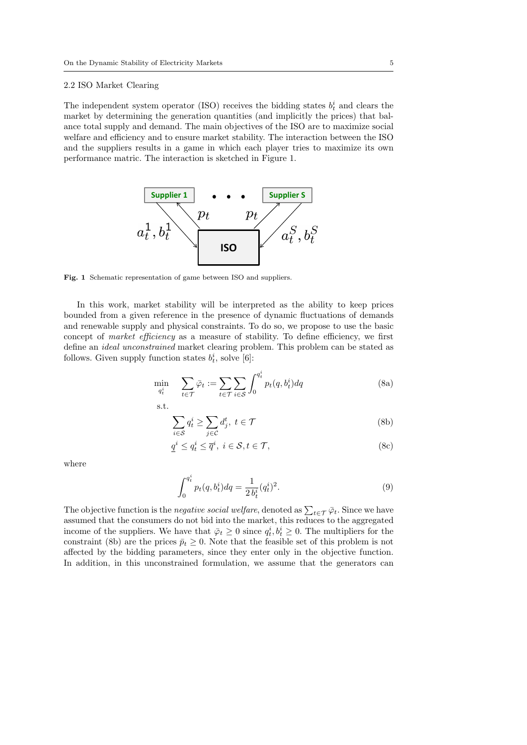### 2.2 ISO Market Clearing

The independent system operator (ISO) receives the bidding states $b_t^i$ and clears the market by determining the generation quantities (and implicitly the prices) that balance total supply and demand. The main objectives of the ISO are to maximize social welfare and efficiency and to ensure market stability. The interaction between the ISO and the suppliers results in a game in which each player tries to maximize its own performance matric. The interaction is sketched in Figure 1.

**Fig. 1** Schematic representation of game between ISO and suppliers.

In this work, market stability will be interpreted as the ability to keep prices bounded from a given reference in the presence of dynamic fluctuations of demands and renewable supply and physical constraints. To do so, we propose to use the basic concept of *market efficiency* as a measure of stability. To define efficiency, we first define an *ideal unconstrained* market clearing problem. This problem can be stated as follows. Given supply function states $b_t^i$, solve [6]:

$$\min_{q_t^i} \quad \sum_{t\in\mathcal{T}} \bar{\varphi}_t := \sum_{t\in\mathcal{T}} \sum_{i\in\mathcal{S}} \int_0^{q_t^i} p_t(q, b_t^i) dq \tag{8a}$$

s.t.

$$\sum_{i\in\mathcal{S}} q_t^i \geq \sum_{j\in\mathcal{C}} d_j^t, \; t \in \mathcal{T} \tag{8b}$$

$$\underline{q}^i \leq q_t^i \leq \overline{q}^i, \; i \in \mathcal{S}, t \in \mathcal{T}, \tag{8c}$$

where

$$\int_0^{q_t^i} p_t(q, b_t^i) dq = \frac{1}{2\, b_t^i} (q_t^i)^2. \tag{9}$$

The objective function is the *negative social welfare*, denoted as $\sum_{t\in\mathcal{T}} \bar{\varphi}_t$. Since we have assumed that the consumers do not bid into the market, this reduces to the aggregated income of the suppliers. We have that $\bar{\varphi}_t \geq 0$ since $q_t^i, b_t^i \geq 0$. The multipliers for the constraint (8b) are the prices $\bar{p}_t \geq 0$. Note that the feasible set of this problem is not affected by the bidding parameters, since they enter only in the objective function. In addition, in this unconstrained formulation, we assume that the generators can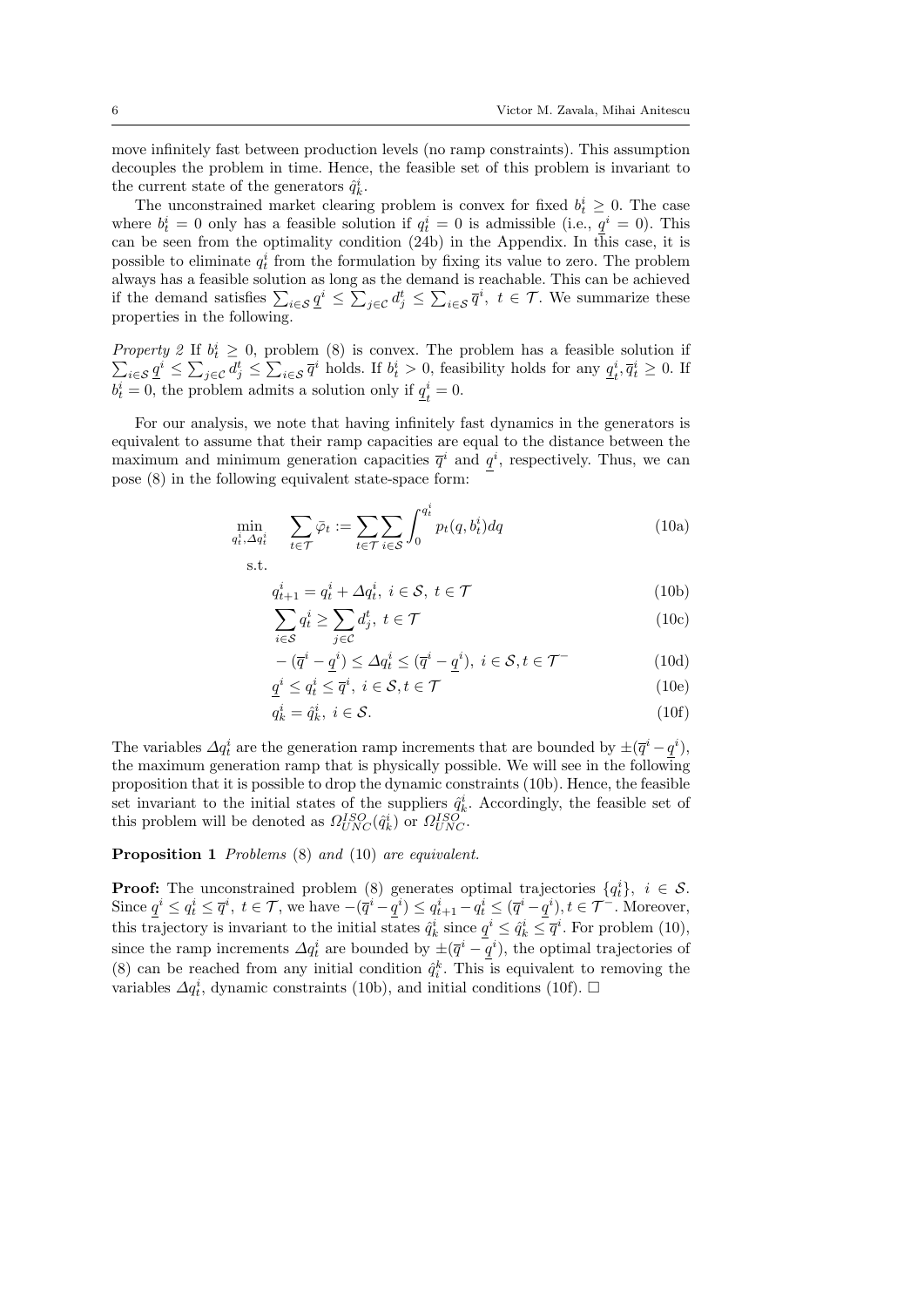move infinitely fast between production levels (no ramp constraints). This assumption decouples the problem in time. Hence, the feasible set of this problem is invariant to the current state of the generators $\hat{q}_k^i$.

The unconstrained market clearing problem is convex for fixed $b_t^i \geq 0$. The case where $b_t^i = 0$ only has a feasible solution if $q_t^i = 0$ is admissible (i.e., $\underline{q}^i = 0$). This can be seen from the optimality condition (24b) in the Appendix. In this case, it is possible to eliminate $q_t^i$ from the formulation by fixing its value to zero. The problem always has a feasible solution as long as the demand is reachable. This can be achieved if the demand satisfies $\sum_{i\in\mathcal{S}} \underline{q}^i \leq \sum_{j\in\mathcal{C}} d_j^t \leq \sum_{i\in\mathcal{S}} \overline{q}^i,\ t \in \mathcal{T}$. We summarize these properties in the following.

*Property 2* If $b_t^i \geq 0$, problem (8) is convex. The problem has a feasible solution if $\sum_{i\in\mathcal{S}} \underline{q}^i \leq \sum_{j\in\mathcal{C}} d_j^t \leq \sum_{i\in\mathcal{S}} \overline{q}^i$ holds. If $b_t^i > 0$, feasibility holds for any $\underline{q}_t^i, \overline{q}_t^i \geq 0$. If $b_t^i = 0$, the problem admits a solution only if $\underline{q}_t^i = 0$.

For our analysis, we note that having infinitely fast dynamics in the generators is equivalent to assume that their ramp capacities are equal to the distance between the maximum and minimum generation capacities $\overline{q}^i$ and $\underline{q}^i$, respectively. Thus, we can pose (8) in the following equivalent state-space form:

$$\min_{q_t^i, \Delta q_t^i} \quad \sum_{t\in\mathcal{T}} \bar{\varphi}_t := \sum_{t\in\mathcal{T}} \sum_{i\in\mathcal{S}} \int_0^{q_t^i} p_t(q, b_t^i) dq \tag{10a}$$

s.t.

$$q_{t+1}^i = q_t^i + \Delta q_t^i,\ i \in \mathcal{S},\ t \in \mathcal{T} \tag{10b}$$

$$\sum_{i\in\mathcal{S}} q_t^i \geq \sum_{j\in\mathcal{C}} d_j^t,\ t \in \mathcal{T} \tag{10c}$$

$$-(\overline{q}^i - \underline{q}^i) \leq \Delta q_t^i \leq (\overline{q}^i - \underline{q}^i),\ i \in \mathcal{S}, t \in \mathcal{T}^- \tag{10d}$$

$$\underline{q}^i \leq q_t^i \leq \overline{q}^i,\ i \in \mathcal{S}, t \in \mathcal{T} \tag{10e}$$

$$q_k^i = \hat{q}_k^i,\ i \in \mathcal{S}. \tag{10f}$$

The variables $\Delta q_t^i$ are the generation ramp increments that are bounded by $\pm(\overline{q}^i - \underline{q}^i)$, the maximum generation ramp that is physically possible. We will see in the following proposition that it is possible to drop the dynamic constraints (10b). Hence, the feasible set invariant to the initial states of the suppliers $\hat{q}_k^i$. Accordingly, the feasible set of this problem will be denoted as $\Omega_{UNC}^{ISO}(\hat{q}_k^i)$ or $\Omega_{UNC}^{ISO}$.

**Proposition 1** *Problems* (8) *and* (10) *are equivalent.*

**Proof:** The unconstrained problem (8) generates optimal trajectories $\{q_t^i\},\ i \in \mathcal{S}$. Since $\underline{q}^i \leq q_t^i \leq \overline{q}^i,\ t \in \mathcal{T}$, we have $-(\overline{q}^i - \underline{q}^i) \leq q_{t+1}^i - q_t^i \leq (\overline{q}^i - \underline{q}^i), t \in \mathcal{T}^-$. Moreover, this trajectory is invariant to the initial states $\hat{q}_k^i$ since $\underline{q}^i \leq \hat{q}_k^i \leq \overline{q}^i$. For problem (10), since the ramp increments $\Delta q_t^i$ are bounded by $\pm(\overline{q}^i - \underline{q}^i)$, the optimal trajectories of (8) can be reached from any initial condition $\hat{q}_i^k$. This is equivalent to removing the variables $\Delta q_t^i$, dynamic constraints (10b), and initial conditions (10f). $\square$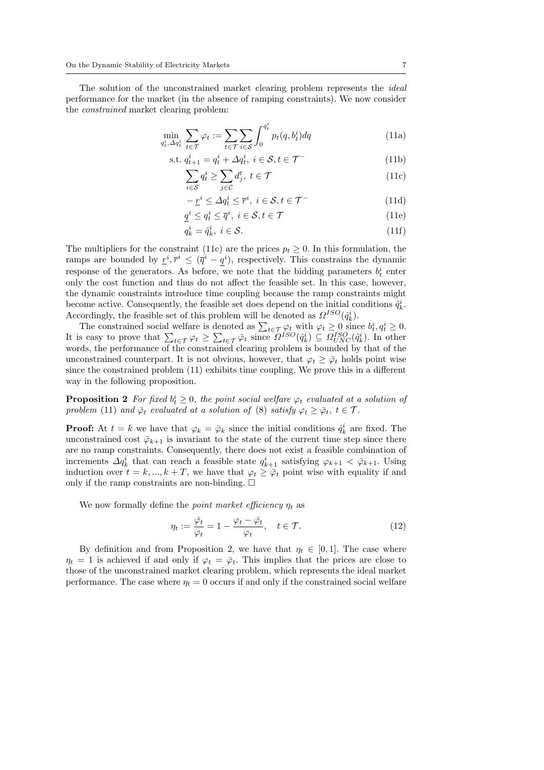The solution of the unconstrained market clearing problem represents the *ideal* performance for the market (in the absence of ramping constraints). We now consider the *constrained* market clearing problem:

$$\min_{q_t^i, \Delta q_t^i} \sum_{t \in \mathcal{T}} \varphi_t := \sum_{t \in \mathcal{T}} \sum_{i \in \mathcal{S}} \int_0^{q_t^i} p_t(q, b_t^i) dq \tag{11a}$$

$$\text{s.t. } q_{t+1}^i = q_t^i + \Delta q_t^i, \; i \in \mathcal{S}, t \in \mathcal{T}^- \tag{11b}$$

$$\sum_{i \in \mathcal{S}} q_t^i \geq \sum_{j \in \mathcal{C}} d_j^t, \; t \in \mathcal{T} \tag{11c}$$

$$-\underline{r}^i \leq \Delta q_t^i \leq \overline{r}^i, \; i \in \mathcal{S}, t \in \mathcal{T}^- \tag{11d}$$

$$\underline{q}^i \leq q_t^i \leq \overline{q}^i, \; i \in \mathcal{S}, t \in \mathcal{T} \tag{11e}$$

$$q_k^i = \hat{q}_k^i, \; i \in \mathcal{S}. \tag{11f}$$

The multipliers for the constraint (11c) are the prices $p_t \geq 0$. In this formulation, the ramps are bounded by $\underline{r}^i, \overline{r}^i \leq (\overline{q}^i - \underline{q}^i)$, respectively. This constrains the dynamic response of the generators. As before, we note that the bidding parameters $b_t^i$ enter only the cost function and thus do not affect the feasible set. In this case, however, the dynamic constraints introduce time coupling because the ramp constraints might become active. Consequently, the feasible set does depend on the initial conditions $\hat{q}_k^i$. Accordingly, the feasible set of this problem will be denoted as $\Omega^{ISO}(\hat{q}_k^i)$.

The constrained social welfare is denoted as $\sum_{t \in \mathcal{T}} \varphi_t$ with $\varphi_t \geq 0$ since $b_t^i, q_t^i \geq 0$. It is easy to prove that $\sum_{t \in \mathcal{T}} \varphi_t \geq \sum_{t \in \mathcal{T}} \bar{\varphi}_t$ since $\Omega^{ISO}(\hat{q}_k^i) \subseteq \Omega_{UNC}^{ISO}(\hat{q}_k^i)$. In other words, the performance of the constrained clearing problem is bounded by that of the unconstrained counterpart. It is not obvious, however, that $\varphi_t \geq \bar{\varphi}_t$ holds point wise since the constrained problem (11) exhibits time coupling. We prove this in a different way in the following proposition.

**Proposition 2** *For fixed $b_t^i \geq 0$, the point social welfare $\varphi_t$ evaluated at a solution of problem* (11) *and $\bar{\varphi}_t$ evaluated at a solution of* (8) *satisfy $\varphi_t \geq \bar{\varphi}_t$, $t \in \mathcal{T}$.*

**Proof:** At $t = k$ we have that $\varphi_k = \bar{\varphi}_k$ since the initial conditions $\hat{q}_k^i$ are fixed. The unconstrained cost $\bar{\varphi}_{k+1}$ is invariant to the state of the current time step since there are no ramp constraints. Consequently, there does not exist a feasible combination of increments $\Delta q_k^i$ that can reach a feasible state $q_{k+1}^i$ satisfying $\varphi_{k+1} < \bar{\varphi}_{k+1}$. Using induction over $t = k, ..., k+T$, we have that $\varphi_t \geq \bar{\varphi}_t$ point wise with equality if and only if the ramp constraints are non-binding. $\Box$

We now formally define the *point market efficiency* $\eta_t$ as

$$\eta_t := \frac{\bar{\varphi}_t}{\varphi_t} = 1 - \frac{\varphi_t - \bar{\varphi}_t}{\varphi_t}, \quad t \in \mathcal{T}. \tag{12}$$

By definition and from Proposition 2, we have that $\eta_t \in [0, 1]$. The case where $\eta_t = 1$ is achieved if and only if $\varphi_t = \bar{\varphi}_t$. This implies that the prices are close to those of the unconstrained market clearing problem, which represents the ideal market performance. The case where $\eta_t = 0$ occurs if and only if the constrained social welfare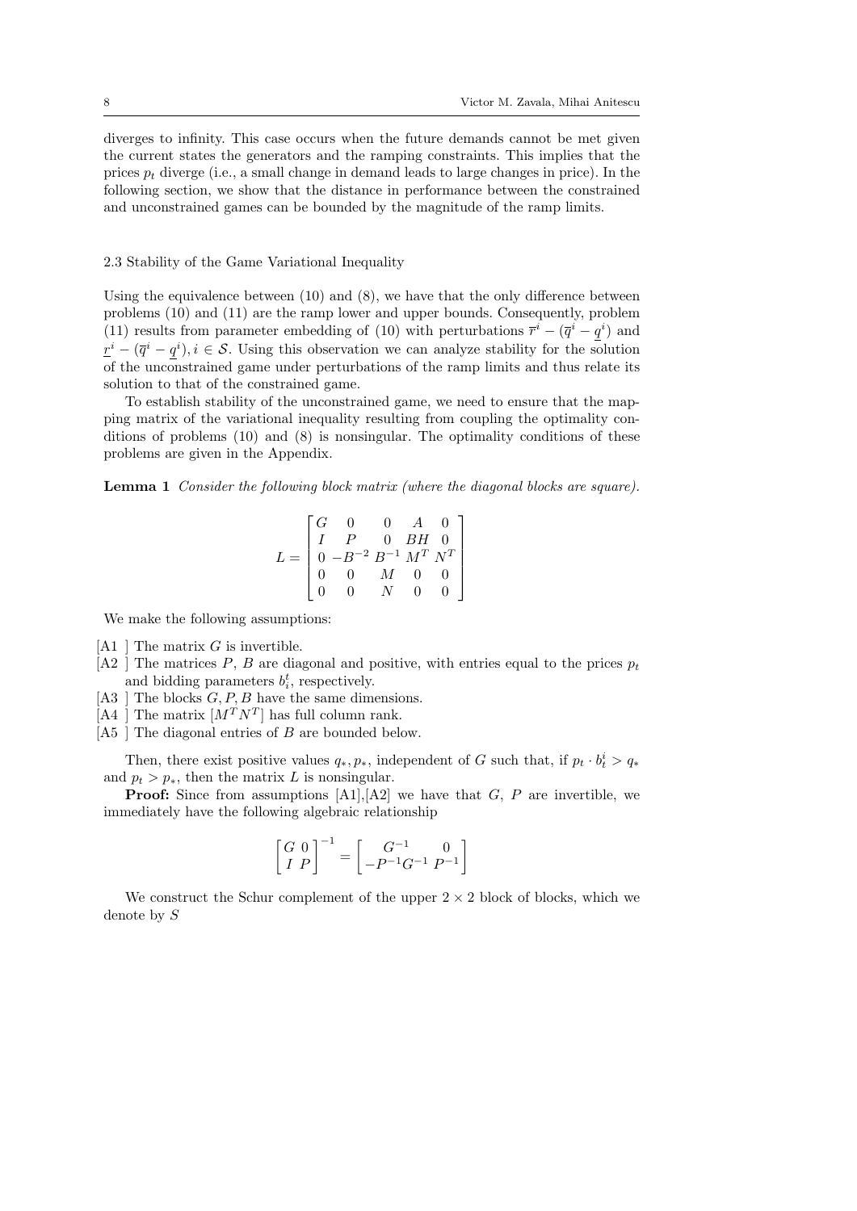diverges to infinity. This case occurs when the future demands cannot be met given the current states the generators and the ramping constraints. This implies that the prices $p_t$ diverge (i.e., a small change in demand leads to large changes in price). In the following section, we show that the distance in performance between the constrained and unconstrained games can be bounded by the magnitude of the ramp limits.

### 2.3 Stability of the Game Variational Inequality

Using the equivalence between (10) and (8), we have that the only difference between problems (10) and (11) are the ramp lower and upper bounds. Consequently, problem (11) results from parameter embedding of (10) with perturbations $\overline{r}^i - (\overline{q}^i - \underline{q}^i)$ and $\underline{r}^i - (\overline{q}^i - \underline{q}^i), i \in \mathcal{S}$. Using this observation we can analyze stability for the solution of the unconstrained game under perturbations of the ramp limits and thus relate its solution to that of the constrained game.

To establish stability of the unconstrained game, we need to ensure that the mapping matrix of the variational inequality resulting from coupling the optimality conditions of problems (10) and (8) is nonsingular. The optimality conditions of these problems are given in the Appendix.

**Lemma 1** *Consider the following block matrix (where the diagonal blocks are square).*

$$
L = \begin{bmatrix} G & 0 & 0 & A & 0 \\ I & P & 0 & BH & 0 \\ 0 & -B^{-2} & B^{-1} & M^T & N^T \\ 0 & 0 & M & 0 & 0 \\ 0 & 0 & N & 0 & 0 \end{bmatrix}
$$

We make the following assumptions:

- [A1 ] The matrix $G$ is invertible.
- [A2 ] The matrices $P$, $B$ are diagonal and positive, with entries equal to the prices $p_t$ and bidding parameters $b_i^t$, respectively.
- [A3 ] The blocks $G, P, B$ have the same dimensions.
- [A4 ] The matrix $[M^T N^T]$ has full column rank.
- [A5 ] The diagonal entries of $B$ are bounded below.

Then, there exist positive values $q_*, p_*$, independent of $G$ such that, if $p_t \cdot b_t^i > q_*$ and $p_t > p_*$, then the matrix $L$ is nonsingular.

**Proof:** Since from assumptions [A1],[A2] we have that $G$, $P$ are invertible, we immediately have the following algebraic relationship

$$
\begin{bmatrix} G & 0 \\ I & P \end{bmatrix}^{-1} = \begin{bmatrix} G^{-1} & 0 \\ -P^{-1}G^{-1} & P^{-1} \end{bmatrix}
$$

We construct the Schur complement of the upper $2 \times 2$ block of blocks, which we denote by $S$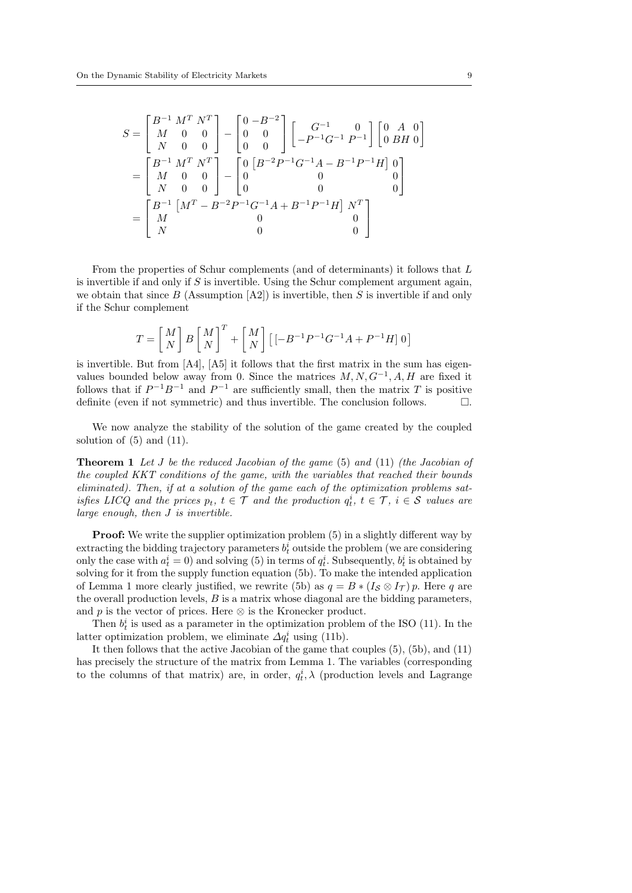$$
\begin{aligned}
S &= \begin{bmatrix} B^{-1} & M^T & N^T \\ M & 0 & 0 \\ N & 0 & 0 \end{bmatrix} - \begin{bmatrix} 0 & -B^{-2} \\ 0 & 0 \\ 0 & 0 \end{bmatrix} \begin{bmatrix} G^{-1} & 0 \\ -P^{-1}G^{-1} & P^{-1} \end{bmatrix} \begin{bmatrix} 0 & A & 0 \\ 0 & BH & 0 \end{bmatrix} \\
&= \begin{bmatrix} B^{-1} & M^T & N^T \\ M & 0 & 0 \\ N & 0 & 0 \end{bmatrix} - \begin{bmatrix} 0 & \left[B^{-2}P^{-1}G^{-1}A - B^{-1}P^{-1}H\right] & 0 \\ 0 & 0 & 0 \\ 0 & 0 & 0 \end{bmatrix} \\
&= \begin{bmatrix} B^{-1} & \left[M^T - B^{-2}P^{-1}G^{-1}A + B^{-1}P^{-1}H\right] & N^T \\ M & 0 & 0 \\ N & 0 & 0 \end{bmatrix}
\end{aligned}
$$

From the properties of Schur complements (and of determinants) it follows that $L$ is invertible if and only if $S$ is invertible. Using the Schur complement argument again, we obtain that since $B$ (Assumption [A2]) is invertible, then $S$ is invertible if and only if the Schur complement

$$
T = \begin{bmatrix} M \\ N \end{bmatrix} B \begin{bmatrix} M \\ N \end{bmatrix}^T + \begin{bmatrix} M \\ N \end{bmatrix} \left[ \left[-B^{-1}P^{-1}G^{-1}A + P^{-1}H\right] \; 0 \right]
$$

is invertible. But from [A4], [A5] it follows that the first matrix in the sum has eigenvalues bounded below away from 0. Since the matrices $M, N, G^{-1}, A, H$ are fixed it follows that if $P^{-1}B^{-1}$ and $P^{-1}$ are sufficiently small, then the matrix $T$ is positive definite (even if not symmetric) and thus invertible. The conclusion follows. $\Box$.

We now analyze the stability of the solution of the game created by the coupled solution of (5) and (11).

**Theorem 1** *Let $J$ be the reduced Jacobian of the game* (5) *and* (11) *(the Jacobian of the coupled KKT conditions of the game, with the variables that reached their bounds eliminated). Then, if at a solution of the game each of the optimization problems satisfies LICQ and the prices $p_t$, $t \in \mathcal{T}$ and the production $q_t^i$, $t \in \mathcal{T}$, $i \in \mathcal{S}$ values are large enough, then $J$ is invertible.*

**Proof:** We write the supplier optimization problem (5) in a slightly different way by extracting the bidding trajectory parameters $b_t^i$ outside the problem (we are considering only the case with $a_t^i = 0$) and solving (5) in terms of $q_t^i$. Subsequently, $b_t^i$ is obtained by solving for it from the supply function equation (5b). To make the intended application of Lemma 1 more clearly justified, we rewrite (5b) as $q = B * (I_{\mathcal{S}} \otimes I_{\mathcal{T}})\, p$. Here $q$ are the overall production levels, $B$ is a matrix whose diagonal are the bidding parameters, and $p$ is the vector of prices. Here $\otimes$ is the Kronecker product.

Then $b_t^i$ is used as a parameter in the optimization problem of the ISO (11). In the latter optimization problem, we eliminate $\Delta q_t^i$ using (11b).

It then follows that the active Jacobian of the game that couples (5), (5b), and (11) has precisely the structure of the matrix from Lemma 1. The variables (corresponding to the columns of that matrix) are, in order, $q_t^i, \lambda$ (production levels and Lagrange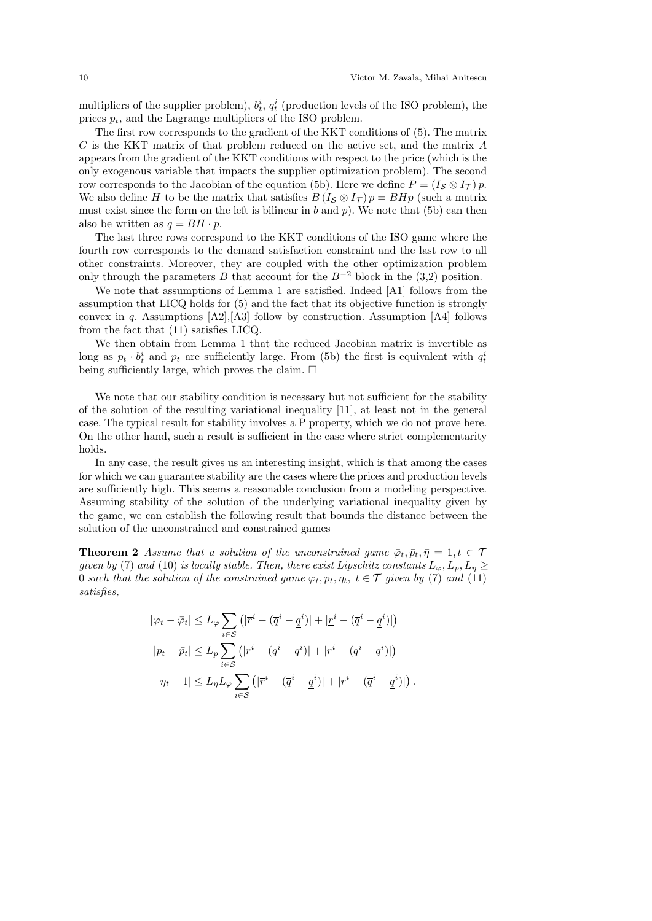multipliers of the supplier problem), $b^i_t$, $q^i_t$ (production levels of the ISO problem), the prices $p_t$, and the Lagrange multipliers of the ISO problem.

The first row corresponds to the gradient of the KKT conditions of (5). The matrix $G$ is the KKT matrix of that problem reduced on the active set, and the matrix $A$ appears from the gradient of the KKT conditions with respect to the price (which is the only exogenous variable that impacts the supplier optimization problem). The second row corresponds to the Jacobian of the equation (5b). Here we define $P = (I_{\mathcal{S}} \otimes I_{\mathcal{T}})\, p$. We also define $H$ to be the matrix that satisfies $B\,(I_{\mathcal{S}} \otimes I_{\mathcal{T}})\, p = BHp$ (such a matrix must exist since the form on the left is bilinear in $b$ and $p$). We note that (5b) can then also be written as $q = BH \cdot p$.

The last three rows correspond to the KKT conditions of the ISO game where the fourth row corresponds to the demand satisfaction constraint and the last row to all other constraints. Moreover, they are coupled with the other optimization problem only through the parameters $B$ that account for the $B^{-2}$ block in the (3,2) position.

We note that assumptions of Lemma 1 are satisfied. Indeed [A1] follows from the assumption that LICQ holds for (5) and the fact that its objective function is strongly convex in $q$. Assumptions [A2],[A3] follow by construction. Assumption [A4] follows from the fact that (11) satisfies LICQ.

We then obtain from Lemma 1 that the reduced Jacobian matrix is invertible as long as $p_t \cdot b^i_t$ and $p_t$ are sufficiently large. From (5b) the first is equivalent with $q^i_t$ being sufficiently large, which proves the claim. $\square$

We note that our stability condition is necessary but not sufficient for the stability of the solution of the resulting variational inequality [11], at least not in the general case. The typical result for stability involves a P property, which we do not prove here. On the other hand, such a result is sufficient in the case where strict complementarity holds.

In any case, the result gives us an interesting insight, which is that among the cases for which we can guarantee stability are the cases where the prices and production levels are sufficiently high. This seems a reasonable conclusion from a modeling perspective. Assuming stability of the solution of the underlying variational inequality given by the game, we can establish the following result that bounds the distance between the solution of the unconstrained and constrained games

**Theorem 2** *Assume that a solution of the unconstrained game $\bar{\varphi}_t, \bar{p}_t, \bar{\eta} = 1, t \in \mathcal{T}$ given by (7) and (10) is locally stable. Then, there exist Lipschitz constants $L_\varphi, L_p, L_\eta \geq 0$ such that the solution of the constrained game $\varphi_t, p_t, \eta_t,\ t \in \mathcal{T}$ given by (7) and (11) satisfies,*

$$
\begin{aligned}
|\varphi_t - \bar{\varphi}_t| &\leq L_\varphi \sum_{i \in \mathcal{S}} \left( |\overline{r}^i - (\overline{q}^i - \underline{q}^i)| + |\underline{r}^i - (\overline{q}^i - \underline{q}^i)| \right) \\
|p_t - \bar{p}_t| &\leq L_p \sum_{i \in \mathcal{S}} \left( |\overline{r}^i - (\overline{q}^i - \underline{q}^i)| + |\underline{r}^i - (\overline{q}^i - \underline{q}^i)| \right) \\
|\eta_t - 1| &\leq L_\eta L_\varphi \sum_{i \in \mathcal{S}} \left( |\overline{r}^i - (\overline{q}^i - \underline{q}^i)| + |\underline{r}^i - (\overline{q}^i - \underline{q}^i)| \right).
\end{aligned}
$$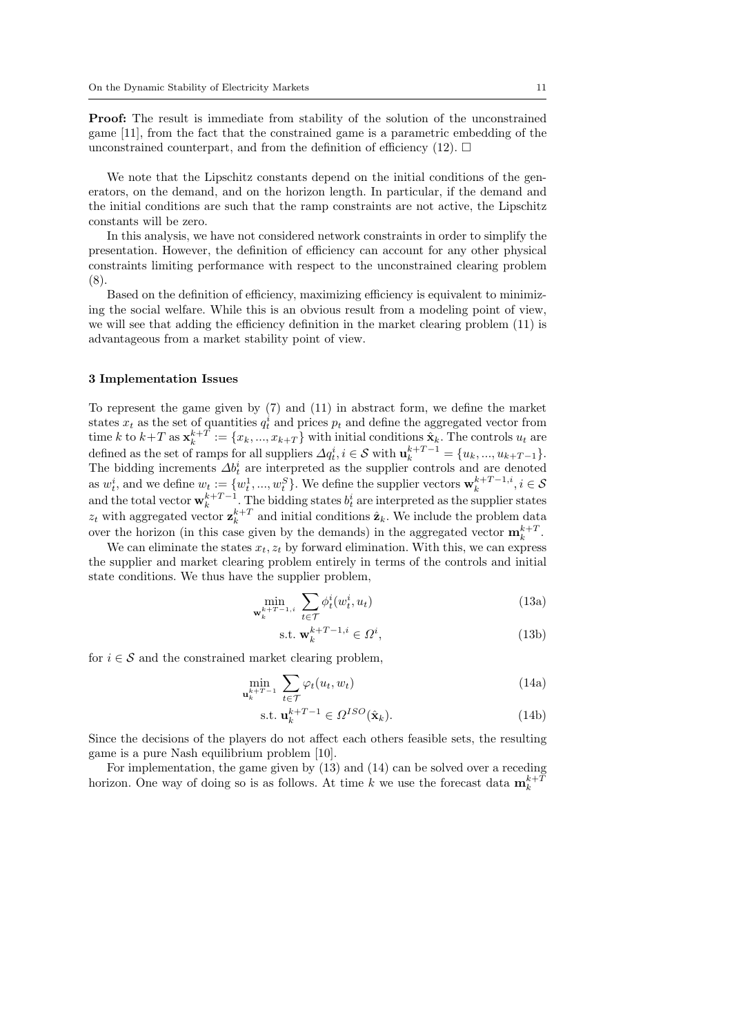**Proof:** The result is immediate from stability of the solution of the unconstrained game [11], from the fact that the constrained game is a parametric embedding of the unconstrained counterpart, and from the definition of efficiency (12). □

We note that the Lipschitz constants depend on the initial conditions of the generators, on the demand, and on the horizon length. In particular, if the demand and the initial conditions are such that the ramp constraints are not active, the Lipschitz constants will be zero.

In this analysis, we have not considered network constraints in order to simplify the presentation. However, the definition of efficiency can account for any other physical constraints limiting performance with respect to the unconstrained clearing problem (8).

Based on the definition of efficiency, maximizing efficiency is equivalent to minimizing the social welfare. While this is an obvious result from a modeling point of view, we will see that adding the efficiency definition in the market clearing problem (11) is advantageous from a market stability point of view.

## 3 Implementation Issues

To represent the game given by (7) and (11) in abstract form, we define the market states $x_t$ as the set of quantities $q_t^i$ and prices $p_t$ and define the aggregated vector from time $k$ to $k+T$ as $\mathbf{x}_k^{k+T} := \{x_k, ..., x_{k+T}\}$ with initial conditions $\hat{\mathbf{x}}_k$. The controls $u_t$ are defined as the set of ramps for all suppliers $\Delta q_t^i, i \in \mathcal{S}$ with $\mathbf{u}_k^{k+T-1} = \{u_k, ..., u_{k+T-1}\}$. The bidding increments $\Delta b_t^i$ are interpreted as the supplier controls and are denoted as $w_t^i$, and we define $w_t := \{w_t^1, ..., w_t^S\}$. We define the supplier vectors $\mathbf{w}_k^{k+T-1,i}, i \in \mathcal{S}$ and the total vector $\mathbf{w}_k^{k+T-1}$. The bidding states $b_t^i$ are interpreted as the supplier states $z_t$ with aggregated vector $\mathbf{z}_k^{k+T}$ and initial conditions $\hat{\mathbf{z}}_k$. We include the problem data over the horizon (in this case given by the demands) in the aggregated vector $\mathbf{m}_k^{k+T}$.

We can eliminate the states $x_t, z_t$ by forward elimination. With this, we can express the supplier and market clearing problem entirely in terms of the controls and initial state conditions. We thus have the supplier problem,

$$\min_{\mathbf{w}_k^{k+T-1,i}} \sum_{t \in \mathcal{T}} \phi_t^i(w_t^i, u_t) \tag{13a}$$

$$\text{s.t. } \mathbf{w}_k^{k+T-1,i} \in \Omega^i, \tag{13b}$$

for $i \in \mathcal{S}$ and the constrained market clearing problem,

$$\min_{\mathbf{u}_k^{k+T-1}} \sum_{t \in \mathcal{T}} \varphi_t(u_t, w_t) \tag{14a}$$

$$\text{s.t. } \mathbf{u}_k^{k+T-1} \in \Omega^{ISO}(\hat{\mathbf{x}}_k). \tag{14b}$$

Since the decisions of the players do not affect each others feasible sets, the resulting game is a pure Nash equilibrium problem [10].

For implementation, the game given by (13) and (14) can be solved over a receding horizon. One way of doing so is as follows. At time $k$ we use the forecast data $\mathbf{m}_k^{k+T}$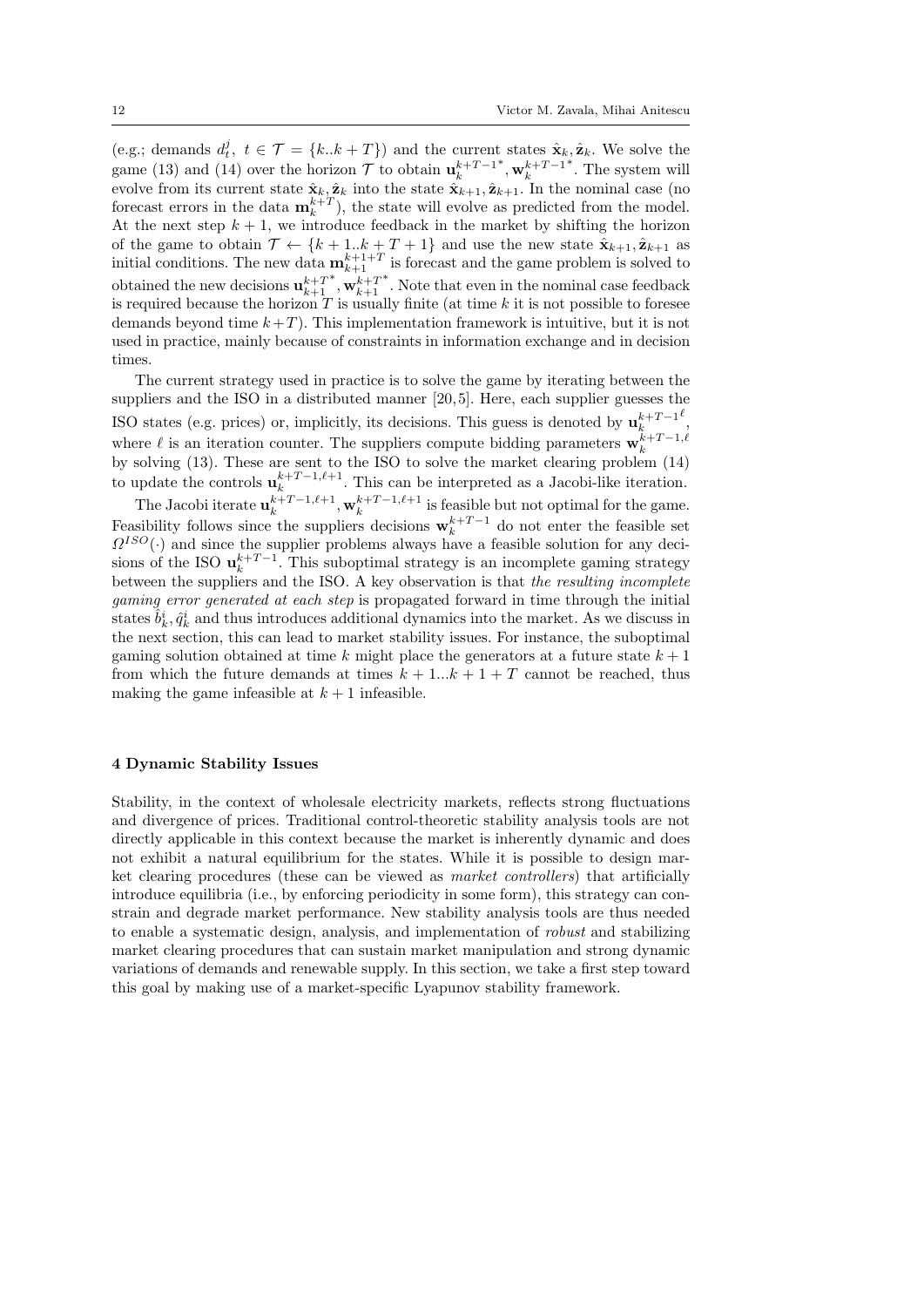(e.g.; demands $d_t^j,\ t \in \mathcal{T} = \{k..k+T\}$) and the current states $\hat{\mathbf{x}}_k, \hat{\mathbf{z}}_k$. We solve the game (13) and (14) over the horizon $\mathcal{T}$ to obtain $\mathbf{u}_k^{k+T-1^*}, \mathbf{w}_k^{k+T-1^*}$. The system will evolve from its current state $\hat{\mathbf{x}}_k, \hat{\mathbf{z}}_k$ into the state $\hat{\mathbf{x}}_{k+1}, \hat{\mathbf{z}}_{k+1}$. In the nominal case (no forecast errors in the data $\mathbf{m}_k^{k+T}$), the state will evolve as predicted from the model. At the next step $k+1$, we introduce feedback in the market by shifting the horizon of the game to obtain $\mathcal{T} \leftarrow \{k+1..k+T+1\}$ and use the new state $\hat{\mathbf{x}}_{k+1}, \hat{\mathbf{z}}_{k+1}$ as initial conditions. The new data $\mathbf{m}_{k+1}^{k+1+T}$ is forecast and the game problem is solved to obtained the new decisions $\mathbf{u}_{k+1}^{k+T^*}, \mathbf{w}_{k+1}^{k+T^*}$. Note that even in the nominal case feedback is required because the horizon $T$ is usually finite (at time $k$ it is not possible to foresee demands beyond time $k+T$). This implementation framework is intuitive, but it is not used in practice, mainly because of constraints in information exchange and in decision times.

The current strategy used in practice is to solve the game by iterating between the suppliers and the ISO in a distributed manner [20, 5]. Here, each supplier guesses the ISO states (e.g. prices) or, implicitly, its decisions. This guess is denoted by $\mathbf{u}_k^{k+T-1^\ell}$, where $\ell$ is an iteration counter. The suppliers compute bidding parameters $\mathbf{w}_k^{k+T-1,\ell}$ by solving (13). These are sent to the ISO to solve the market clearing problem (14) to update the controls $\mathbf{u}_k^{k+T-1,\ell+1}$. This can be interpreted as a Jacobi-like iteration.

The Jacobi iterate $\mathbf{u}_k^{k+T-1,\ell+1}, \mathbf{w}_k^{k+T-1,\ell+1}$ is feasible but not optimal for the game. Feasibility follows since the suppliers decisions $\mathbf{w}_k^{k+T-1}$ do not enter the feasible set $\Omega^{ISO}(\cdot)$ and since the supplier problems always have a feasible solution for any decisions of the ISO $\mathbf{u}_k^{k+T-1}$. This suboptimal strategy is an incomplete gaming strategy between the suppliers and the ISO. A key observation is that *the resulting incomplete gaming error generated at each step* is propagated forward in time through the initial states $\hat{b}_k^i, \hat{q}_k^i$ and thus introduces additional dynamics into the market. As we discuss in the next section, this can lead to market stability issues. For instance, the suboptimal gaming solution obtained at time $k$ might place the generators at a future state $k+1$ from which the future demands at times $k+1...k+1+T$ cannot be reached, thus making the game infeasible at $k+1$ infeasible.

## 4 Dynamic Stability Issues

Stability, in the context of wholesale electricity markets, reflects strong fluctuations and divergence of prices. Traditional control-theoretic stability analysis tools are not directly applicable in this context because the market is inherently dynamic and does not exhibit a natural equilibrium for the states. While it is possible to design market clearing procedures (these can be viewed as *market controllers*) that artificially introduce equilibria (i.e., by enforcing periodicity in some form), this strategy can constrain and degrade market performance. New stability analysis tools are thus needed to enable a systematic design, analysis, and implementation of *robust* and stabilizing market clearing procedures that can sustain market manipulation and strong dynamic variations of demands and renewable supply. In this section, we take a first step toward this goal by making use of a market-specific Lyapunov stability framework.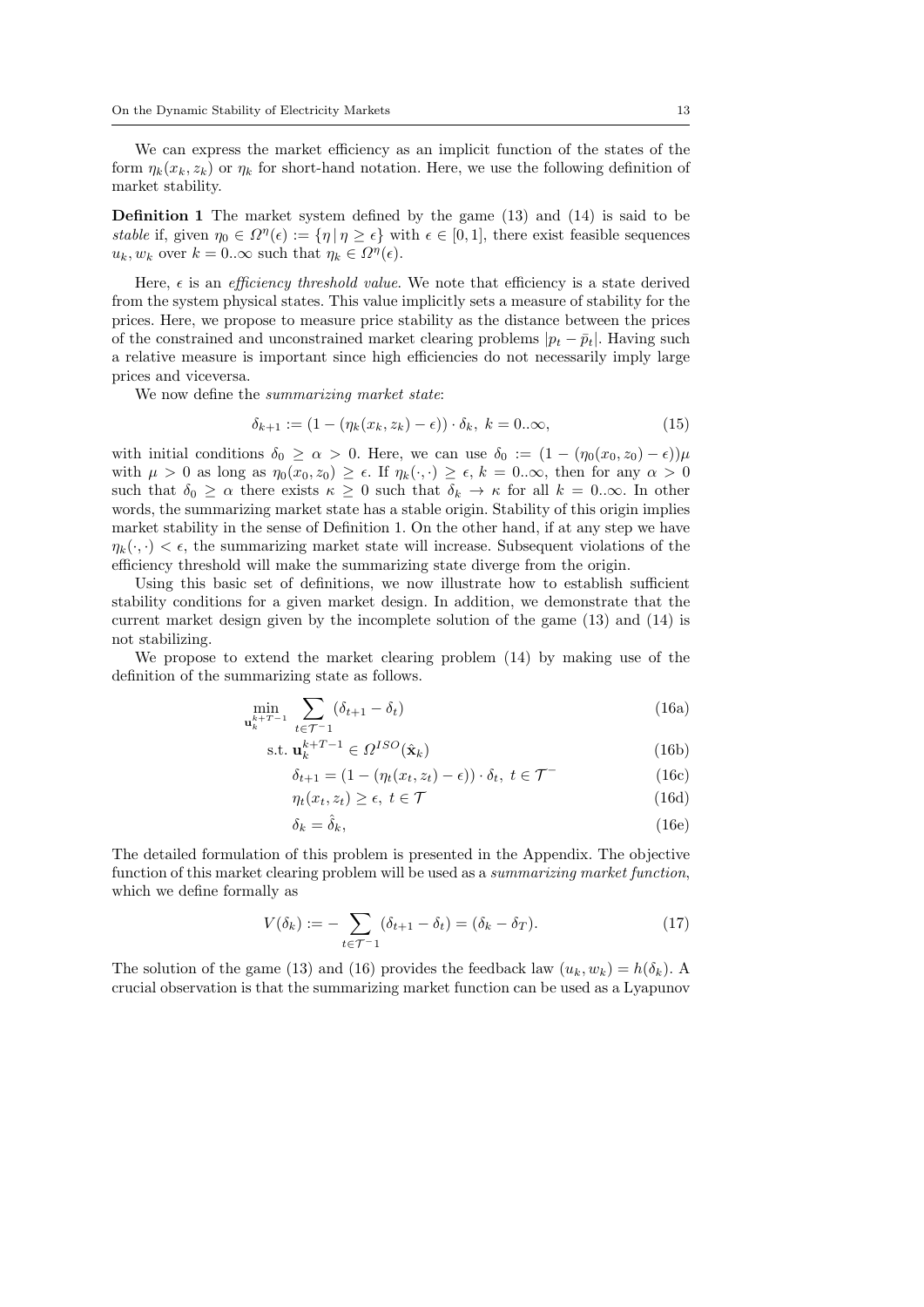We can express the market efficiency as an implicit function of the states of the form $\eta_k(x_k, z_k)$ or $\eta_k$ for short-hand notation. Here, we use the following definition of market stability.

**Definition 1** The market system defined by the game (13) and (14) is said to be *stable* if, given $\eta_0 \in \Omega^\eta(\epsilon) := \{\eta \,|\, \eta \geq \epsilon\}$ with $\epsilon \in [0, 1]$, there exist feasible sequences $u_k, w_k$ over $k = 0..\infty$ such that $\eta_k \in \Omega^\eta(\epsilon)$.

Here, $\epsilon$ is an *efficiency threshold value*. We note that efficiency is a state derived from the system physical states. This value implicitly sets a measure of stability for the prices. Here, we propose to measure price stability as the distance between the prices of the constrained and unconstrained market clearing problems $|p_t - \bar{p}_t|$. Having such a relative measure is important since high efficiencies do not necessarily imply large prices and viceversa.

We now define the *summarizing market state*:

$$\delta_{k+1} := (1 - (\eta_k(x_k, z_k) - \epsilon)) \cdot \delta_k, \; k = 0..\infty, \tag{15}$$

with initial conditions $\delta_0 \geq \alpha > 0$. Here, we can use $\delta_0 := (1 - (\eta_0(x_0, z_0) - \epsilon))\mu$ with $\mu > 0$ as long as $\eta_0(x_0, z_0) \geq \epsilon$. If $\eta_k(\cdot, \cdot) \geq \epsilon$, $k = 0..\infty$, then for any $\alpha > 0$ such that $\delta_0 \geq \alpha$ there exists $\kappa \geq 0$ such that $\delta_k \to \kappa$ for all $k = 0..\infty$. In other words, the summarizing market state has a stable origin. Stability of this origin implies market stability in the sense of Definition 1. On the other hand, if at any step we have $\eta_k(\cdot, \cdot) < \epsilon$, the summarizing market state will increase. Subsequent violations of the efficiency threshold will make the summarizing state diverge from the origin.

Using this basic set of definitions, we now illustrate how to establish sufficient stability conditions for a given market design. In addition, we demonstrate that the current market design given by the incomplete solution of the game (13) and (14) is not stabilizing.

We propose to extend the market clearing problem (14) by making use of the definition of the summarizing state as follows.

$$\min_{\mathbf{u}_k^{k+T-1}} \sum_{t \in \mathcal{T}^{-1}} (\delta_{t+1} - \delta_t) \tag{16a}$$

$$\text{s.t. } \mathbf{u}_k^{k+T-1} \in \Omega^{ISO}(\hat{\mathbf{x}}_k) \tag{16b}$$

$$\delta_{t+1} = (1 - (\eta_t(x_t, z_t) - \epsilon)) \cdot \delta_t, \; t \in \mathcal{T}^- \tag{16c}$$

$$\eta_t(x_t, z_t) \geq \epsilon, \; t \in \mathcal{T} \tag{16d}$$

$$\delta_k = \hat{\delta}_k, \tag{16e}$$

The detailed formulation of this problem is presented in the Appendix. The objective function of this market clearing problem will be used as a *summarizing market function*, which we define formally as

$$V(\delta_k) := -\sum_{t \in \mathcal{T}^{-1}} (\delta_{t+1} - \delta_t) = (\delta_k - \delta_T). \tag{17}$$

The solution of the game (13) and (16) provides the feedback law $(u_k, w_k) = h(\delta_k)$. A crucial observation is that the summarizing market function can be used as a Lyapunov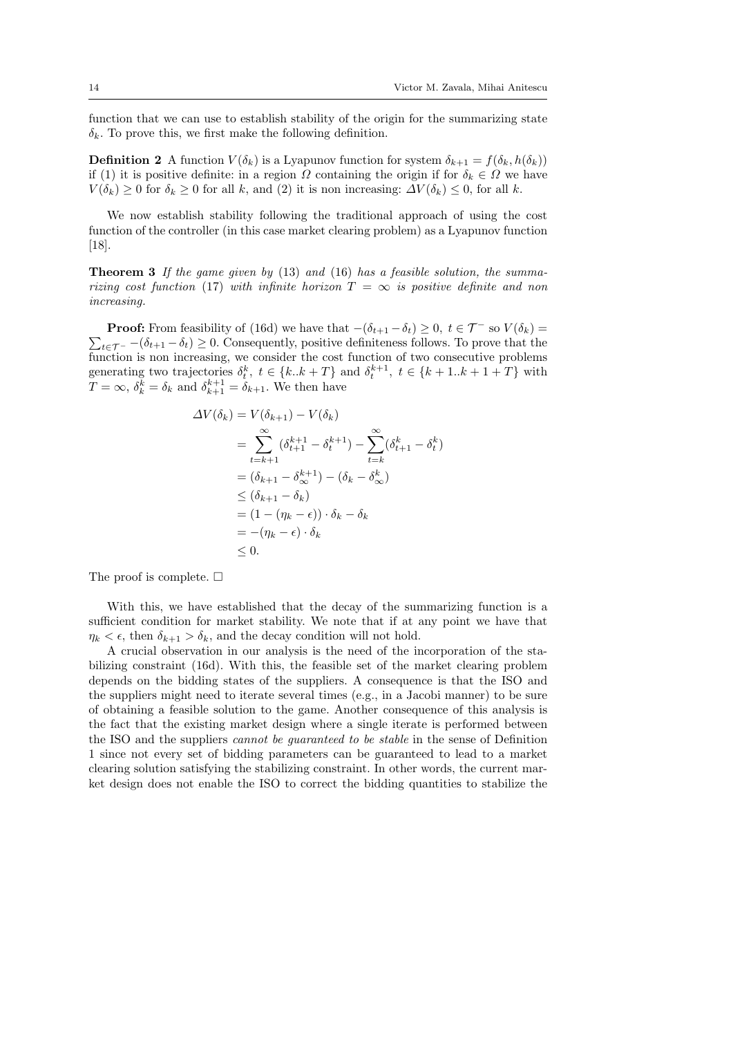function that we can use to establish stability of the origin for the summarizing state $\delta_k$. To prove this, we first make the following definition.

**Definition 2** A function $V(\delta_k)$ is a Lyapunov function for system $\delta_{k+1} = f(\delta_k, h(\delta_k))$ if (1) it is positive definite: in a region $\Omega$ containing the origin if for $\delta_k \in \Omega$ we have $V(\delta_k) \geq 0$ for $\delta_k \geq 0$ for all $k$, and (2) it is non increasing: $\Delta V(\delta_k) \leq 0$, for all $k$.

We now establish stability following the traditional approach of using the cost function of the controller (in this case market clearing problem) as a Lyapunov function [18].

**Theorem 3** *If the game given by* (13) *and* (16) *has a feasible solution, the summarizing cost function* (17) *with infinite horizon $T = \infty$ is positive definite and non increasing.*

**Proof:** From feasibility of (16d) we have that $-(\delta_{t+1} - \delta_t) \geq 0,\ t \in \mathcal{T}^-$ so $V(\delta_k) = \sum_{t \in \mathcal{T}^-} -(\delta_{t+1} - \delta_t) \geq 0$. Consequently, positive definiteness follows. To prove that the function is non increasing, we consider the cost function of two consecutive problems generating two trajectories $\delta_t^k,\ t \in \{k..k+T\}$ and $\delta_t^{k+1},\ t \in \{k+1..k+1+T\}$ with $T = \infty$, $\delta_k^k = \delta_k$ and $\delta_{k+1}^{k+1} = \delta_{k+1}$. We then have

$$
\begin{aligned}
\Delta V(\delta_k) &= V(\delta_{k+1}) - V(\delta_k) \\
&= \sum_{t=k+1}^{\infty} (\delta_{t+1}^{k+1} - \delta_t^{k+1}) - \sum_{t=k}^{\infty} (\delta_{t+1}^{k} - \delta_t^{k}) \\
&= (\delta_{k+1} - \delta_{\infty}^{k+1}) - (\delta_k - \delta_{\infty}^{k}) \\
&\leq (\delta_{k+1} - \delta_k) \\
&= (1 - (\eta_k - \epsilon)) \cdot \delta_k - \delta_k \\
&= -(\eta_k - \epsilon) \cdot \delta_k \\
&\leq 0.
\end{aligned}
$$

The proof is complete. □

With this, we have established that the decay of the summarizing function is a sufficient condition for market stability. We note that if at any point we have that $\eta_k < \epsilon$, then $\delta_{k+1} > \delta_k$, and the decay condition will not hold.

A crucial observation in our analysis is the need of the incorporation of the stabilizing constraint (16d). With this, the feasible set of the market clearing problem depends on the bidding states of the suppliers. A consequence is that the ISO and the suppliers might need to iterate several times (e.g., in a Jacobi manner) to be sure of obtaining a feasible solution to the game. Another consequence of this analysis is the fact that the existing market design where a single iterate is performed between the ISO and the suppliers *cannot be guaranteed to be stable* in the sense of Definition 1 since not every set of bidding parameters can be guaranteed to lead to a market clearing solution satisfying the stabilizing constraint. In other words, the current market design does not enable the ISO to correct the bidding quantities to stabilize the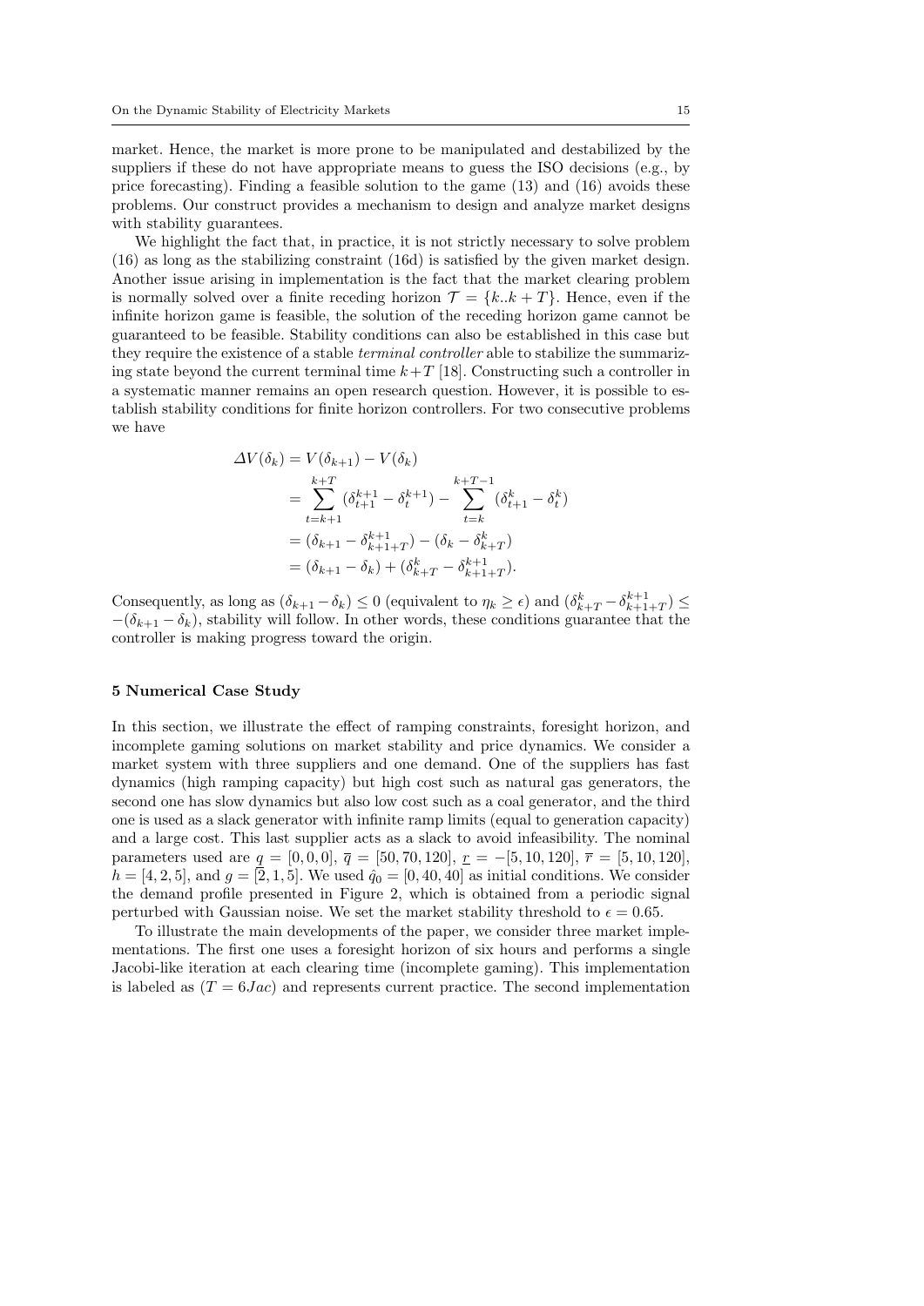market. Hence, the market is more prone to be manipulated and destabilized by the suppliers if these do not have appropriate means to guess the ISO decisions (e.g., by price forecasting). Finding a feasible solution to the game (13) and (16) avoids these problems. Our construct provides a mechanism to design and analyze market designs with stability guarantees.

We highlight the fact that, in practice, it is not strictly necessary to solve problem (16) as long as the stabilizing constraint (16d) is satisfied by the given market design. Another issue arising in implementation is the fact that the market clearing problem is normally solved over a finite receding horizon $\mathcal{T} = \{k..k+T\}$. Hence, even if the infinite horizon game is feasible, the solution of the receding horizon game cannot be guaranteed to be feasible. Stability conditions can also be established in this case but they require the existence of a stable *terminal controller* able to stabilize the summarizing state beyond the current terminal time $k+T$ [18]. Constructing such a controller in a systematic manner remains an open research question. However, it is possible to establish stability conditions for finite horizon controllers. For two consecutive problems we have

$$
\begin{aligned}
\Delta V(\delta_k) &= V(\delta_{k+1}) - V(\delta_k) \\
&= \sum_{t=k+1}^{k+T} (\delta_{t+1}^{k+1} - \delta_t^{k+1}) - \sum_{t=k}^{k+T-1} (\delta_{t+1}^{k} - \delta_t^{k}) \\
&= (\delta_{k+1} - \delta_{k+1+T}^{k+1}) - (\delta_k - \delta_{k+T}^{k}) \\
&= (\delta_{k+1} - \delta_k) + (\delta_{k+T}^{k} - \delta_{k+1+T}^{k+1}).
\end{aligned}
$$

Consequently, as long as $(\delta_{k+1} - \delta_k) \leq 0$ (equivalent to $\eta_k \geq \epsilon$) and $(\delta_{k+T}^{k} - \delta_{k+1+T}^{k+1}) \leq -(\delta_{k+1} - \delta_k)$, stability will follow. In other words, these conditions guarantee that the controller is making progress toward the origin.

## 5 Numerical Case Study

In this section, we illustrate the effect of ramping constraints, foresight horizon, and incomplete gaming solutions on market stability and price dynamics. We consider a market system with three suppliers and one demand. One of the suppliers has fast dynamics (high ramping capacity) but high cost such as natural gas generators, the second one has slow dynamics but also low cost such as a coal generator, and the third one is used as a slack generator with infinite ramp limits (equal to generation capacity) and a large cost. This last supplier acts as a slack to avoid infeasibility. The nominal parameters used are $\underline{q} = [0, 0, 0]$, $\overline{q} = [50, 70, 120]$, $\underline{r} = -[5, 10, 120]$, $\overline{r} = [5, 10, 120]$, $h = [4, 2, 5]$, and $g = [2, 1, 5]$. We used $\hat{q}_0 = [0, 40, 40]$ as initial conditions. We consider the demand profile presented in Figure 2, which is obtained from a periodic signal perturbed with Gaussian noise. We set the market stability threshold to $\epsilon = 0.65$.

To illustrate the main developments of the paper, we consider three market implementations. The first one uses a foresight horizon of six hours and performs a single Jacobi-like iteration at each clearing time (incomplete gaming). This implementation is labeled as $(T = 6Jac)$ and represents current practice. The second implementation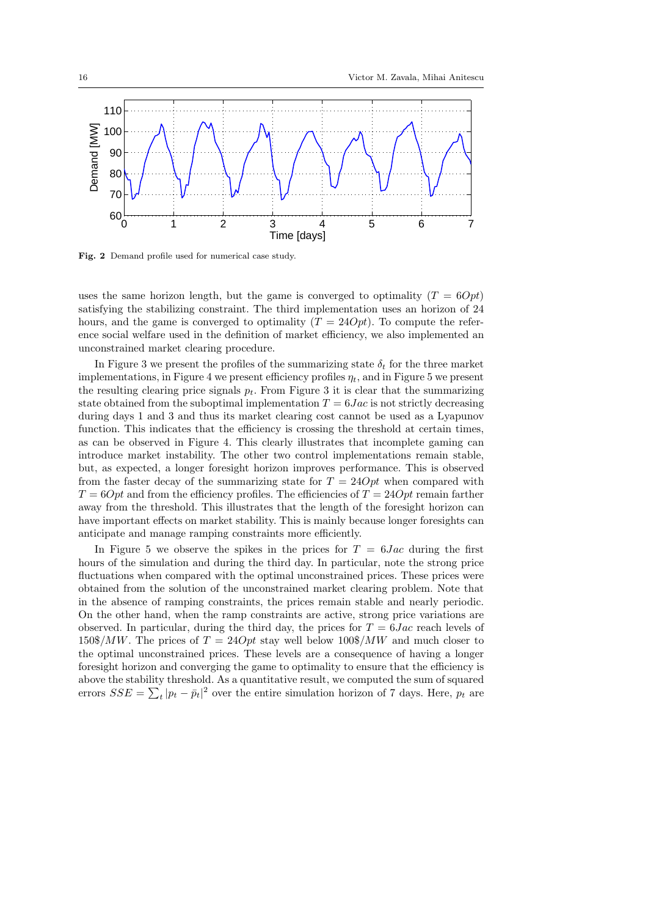Fig. 2 Demand profile used for numerical case study.

uses the same horizon length, but the game is converged to optimality ($T = 6Opt$) satisfying the stabilizing constraint. The third implementation uses an horizon of 24 hours, and the game is converged to optimality ($T = 24Opt$). To compute the reference social welfare used in the definition of market efficiency, we also implemented an unconstrained market clearing procedure.

In Figure 3 we present the profiles of the summarizing state $\delta_t$ for the three market implementations, in Figure 4 we present efficiency profiles $\eta_t$, and in Figure 5 we present the resulting clearing price signals $p_t$. From Figure 3 it is clear that the summarizing state obtained from the suboptimal implementation $T = 6Jac$ is not strictly decreasing during days 1 and 3 and thus its market clearing cost cannot be used as a Lyapunov function. This indicates that the efficiency is crossing the threshold at certain times, as can be observed in Figure 4. This clearly illustrates that incomplete gaming can introduce market instability. The other two control implementations remain stable, but, as expected, a longer foresight horizon improves performance. This is observed from the faster decay of the summarizing state for $T = 24Opt$ when compared with $T = 6Opt$ and from the efficiency profiles. The efficiencies of $T = 24Opt$ remain farther away from the threshold. This illustrates that the length of the foresight horizon can have important effects on market stability. This is mainly because longer foresights can anticipate and manage ramping constraints more efficiently.

In Figure 5 we observe the spikes in the prices for $T = 6Jac$ during the first hours of the simulation and during the third day. In particular, note the strong price fluctuations when compared with the optimal unconstrained prices. These prices were obtained from the solution of the unconstrained market clearing problem. Note that in the absence of ramping constraints, the prices remain stable and nearly periodic. On the other hand, when the ramp constraints are active, strong price variations are observed. In particular, during the third day, the prices for $T = 6Jac$ reach levels of $150\$/MW$. The prices of $T = 24Opt$ stay well below $100\$/MW$ and much closer to the optimal unconstrained prices. These levels are a consequence of having a longer foresight horizon and converging the game to optimality to ensure that the efficiency is above the stability threshold. As a quantitative result, we computed the sum of squared errors $SSE = \sum_t |p_t - \bar{p}_t|^2$ over the entire simulation horizon of 7 days. Here, $p_t$ are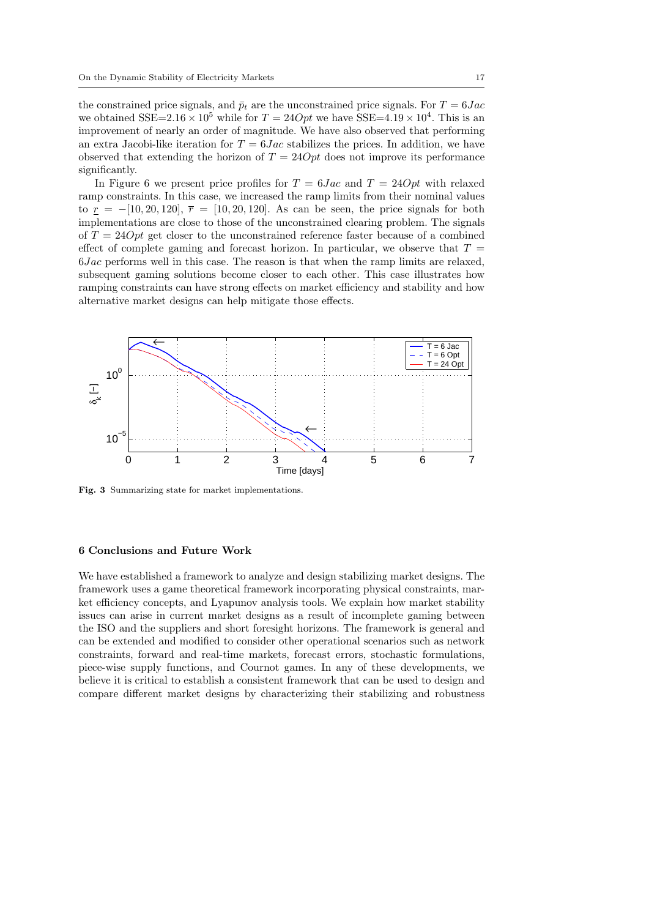the constrained price signals, and $\bar{p}_t$ are the unconstrained price signals. For $T = 6Jac$ we obtained SSE=$2.16 \times 10^5$ while for $T = 24Opt$ we have SSE=$4.19 \times 10^4$. This is an improvement of nearly an order of magnitude. We have also observed that performing an extra Jacobi-like iteration for $T = 6Jac$ stabilizes the prices. In addition, we have observed that extending the horizon of $T = 24Opt$ does not improve its performance significantly.

In Figure 6 we present price profiles for $T = 6Jac$ and $T = 24Opt$ with relaxed ramp constraints. In this case, we increased the ramp limits from their nominal values to $\underline{r} = -[10, 20, 120]$, $\overline{r} = [10, 20, 120]$. As can be seen, the price signals for both implementations are close to those of the unconstrained clearing problem. The signals of $T = 24Opt$ get closer to the unconstrained reference faster because of a combined effect of complete gaming and forecast horizon. In particular, we observe that $T = 6Jac$ performs well in this case. The reason is that when the ramp limits are relaxed, subsequent gaming solutions become closer to each other. This case illustrates how ramping constraints can have strong effects on market efficiency and stability and how alternative market designs can help mitigate those effects.

**Fig. 3** Summarizing state for market implementations.

## 6 Conclusions and Future Work

We have established a framework to analyze and design stabilizing market designs. The framework uses a game theoretical framework incorporating physical constraints, market efficiency concepts, and Lyapunov analysis tools. We explain how market stability issues can arise in current market designs as a result of incomplete gaming between the ISO and the suppliers and short foresight horizons. The framework is general and can be extended and modified to consider other operational scenarios such as network constraints, forward and real-time markets, forecast errors, stochastic formulations, piece-wise supply functions, and Cournot games. In any of these developments, we believe it is critical to establish a consistent framework that can be used to design and compare different market designs by characterizing their stabilizing and robustness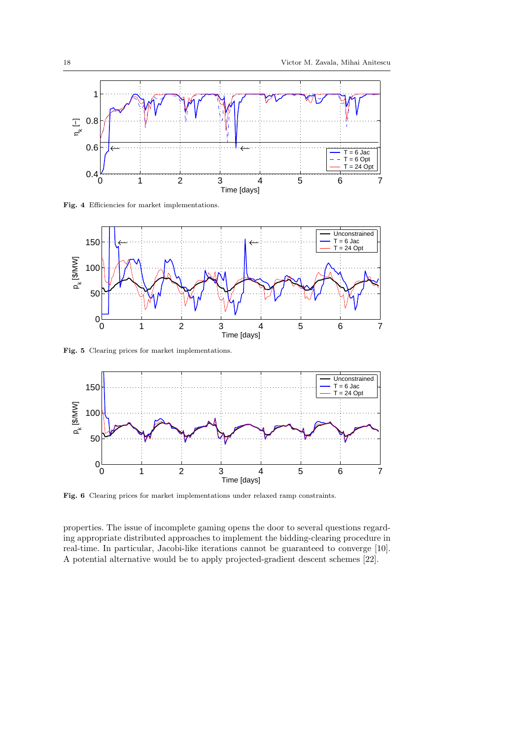**Fig. 4** Efficiencies for market implementations.

**Fig. 5** Clearing prices for market implementations.

**Fig. 6** Clearing prices for market implementations under relaxed ramp constraints.

properties. The issue of incomplete gaming opens the door to several questions regarding appropriate distributed approaches to implement the bidding-clearing procedure in real-time. In particular, Jacobi-like iterations cannot be guaranteed to converge [10]. A potential alternative would be to apply projected-gradient descent schemes [22].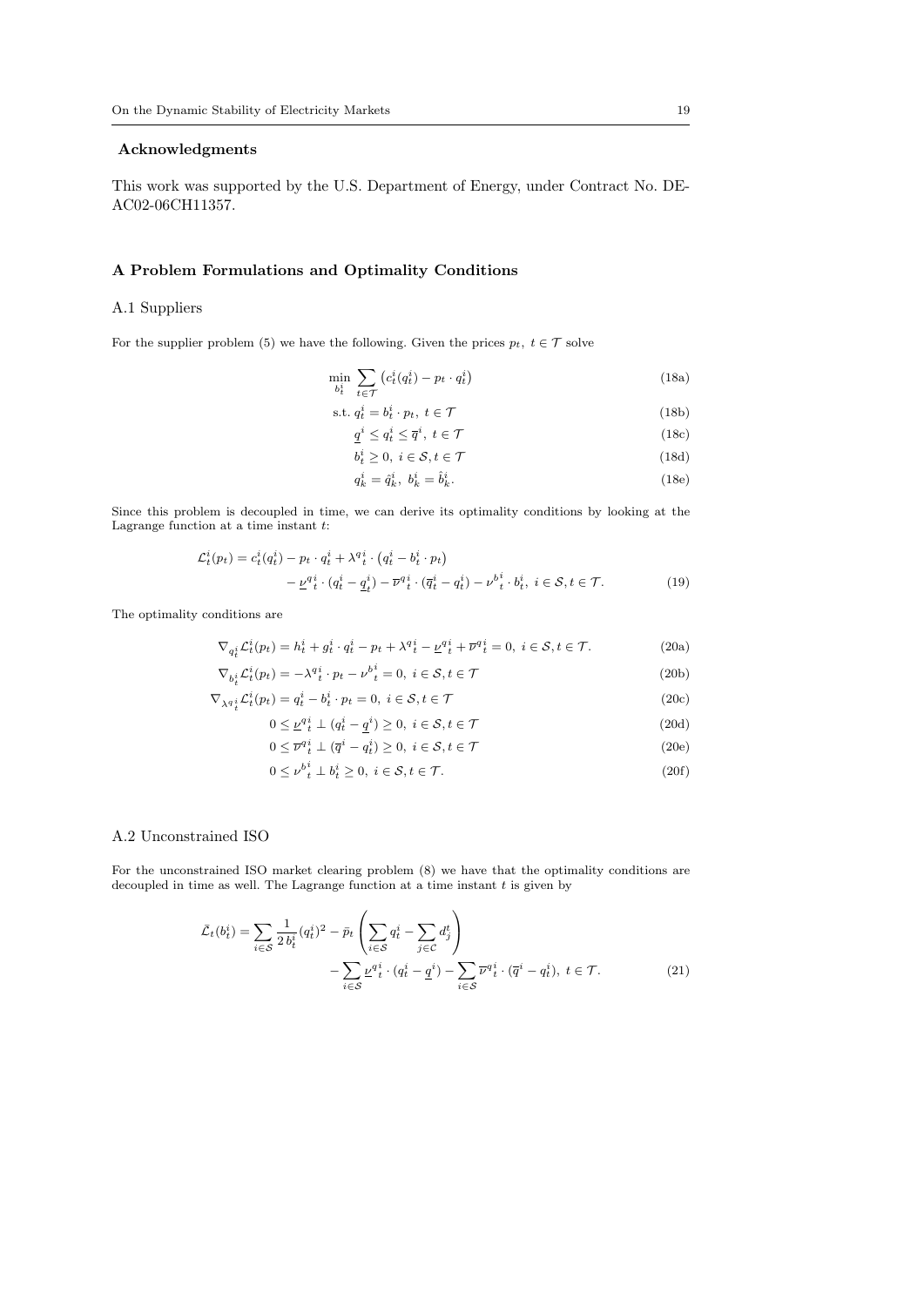## Acknowledgments

This work was supported by the U.S. Department of Energy, under Contract No. DE-AC02-06CH11357.

## A Problem Formulations and Optimality Conditions

### A.1 Suppliers

For the supplier problem (5) we have the following. Given the prices $p_t,\ t \in \mathcal{T}$ solve

$$
\min_{b_t^i} \sum_{t \in \mathcal{T}} \left( c_t^i(q_t^i) - p_t \cdot q_t^i \right) \tag{18a}
$$

$$
\text{s.t. } q_t^i = b_t^i \cdot p_t,\ t \in \mathcal{T} \tag{18b}
$$

$$
\underline{q}^i \le q_t^i \le \overline{q}^i,\ t \in \mathcal{T} \tag{18c}
$$

$$
b_t^i \ge 0,\ i \in \mathcal{S}, t \in \mathcal{T} \tag{18d}
$$

$$
q_k^i = \hat{q}_k^i,\ b_k^i = \hat{b}_k^i. \tag{18e}
$$

Since this problem is decoupled in time, we can derive its optimality conditions by looking at the Lagrange function at a time instant $t$:

$$
\begin{aligned}
\mathcal{L}_t^i(p_t) = c_t^i(q_t^i) - p_t \cdot q_t^i + {\lambda^{q}}_t^i \cdot \left( q_t^i - b_t^i \cdot p_t \right) \\
- {\underline{\nu}^{q}}_t^i \cdot (q_t^i - \underline{q}_t^i) - {\overline{\nu}^{q}}_t^i \cdot (\overline{q}_t^i - q_t^i) - {\nu^{b}}_t^i \cdot b_t^i,\ i \in \mathcal{S}, t \in \mathcal{T}.
\end{aligned} \tag{19}
$$

The optimality conditions are

$$
\nabla_{q_t^i} \mathcal{L}_t^i(p_t) = h_t^i + g_t^i \cdot q_t^i - p_t + {\lambda^{q}}_t^i - {\underline{\nu}^{q}}_t^i + {\overline{\nu}^{q}}_t^i = 0,\ i \in \mathcal{S}, t \in \mathcal{T}. \tag{20a}
$$

$$
\nabla_{b_t^i} \mathcal{L}_t^i(p_t) = -{\lambda^{q}}_t^i \cdot p_t - {\nu^{b}}_t^i = 0,\ i \in \mathcal{S}, t \in \mathcal{T} \tag{20b}
$$

$$
\nabla_{{\lambda^{q}}_t^i} \mathcal{L}_t^i(p_t) = q_t^i - b_t^i \cdot p_t = 0,\ i \in \mathcal{S}, t \in \mathcal{T} \tag{20c}
$$

$$
0 \le {\underline{\nu}^{q}}_t^i \perp (q_t^i - \underline{q}^i) \ge 0,\ i \in \mathcal{S}, t \in \mathcal{T} \tag{20d}
$$

$$
0 \le {\overline{\nu}^{q}}_t^i \perp (\overline{q}^i - q_t^i) \ge 0,\ i \in \mathcal{S}, t \in \mathcal{T} \tag{20e}
$$

$$
0 \le {\nu^{b}}_t^i \perp b_t^i \ge 0,\ i \in \mathcal{S}, t \in \mathcal{T}. \tag{20f}
$$

### A.2 Unconstrained ISO

For the unconstrained ISO market clearing problem (8) we have that the optimality conditions are decoupled in time as well. The Lagrange function at a time instant $t$ is given by

$$
\begin{aligned}
\bar{\mathcal{L}}_t(b_t^i) = \sum_{i \in \mathcal{S}} \frac{1}{2\, b_t^i} (q_t^i)^2 - \bar{p}_t \left( \sum_{i \in \mathcal{S}} q_t^i - \sum_{j \in \mathcal{C}} d_j^t \right) \\
- \sum_{i \in \mathcal{S}} {\underline{\nu}^{q}}_t^i \cdot (q_t^i - \underline{q}^i) - \sum_{i \in \mathcal{S}} {\overline{\nu}^{q}}_t^i \cdot (\overline{q}^i - q_t^i),\ t \in \mathcal{T}.
\end{aligned} \tag{21}
$$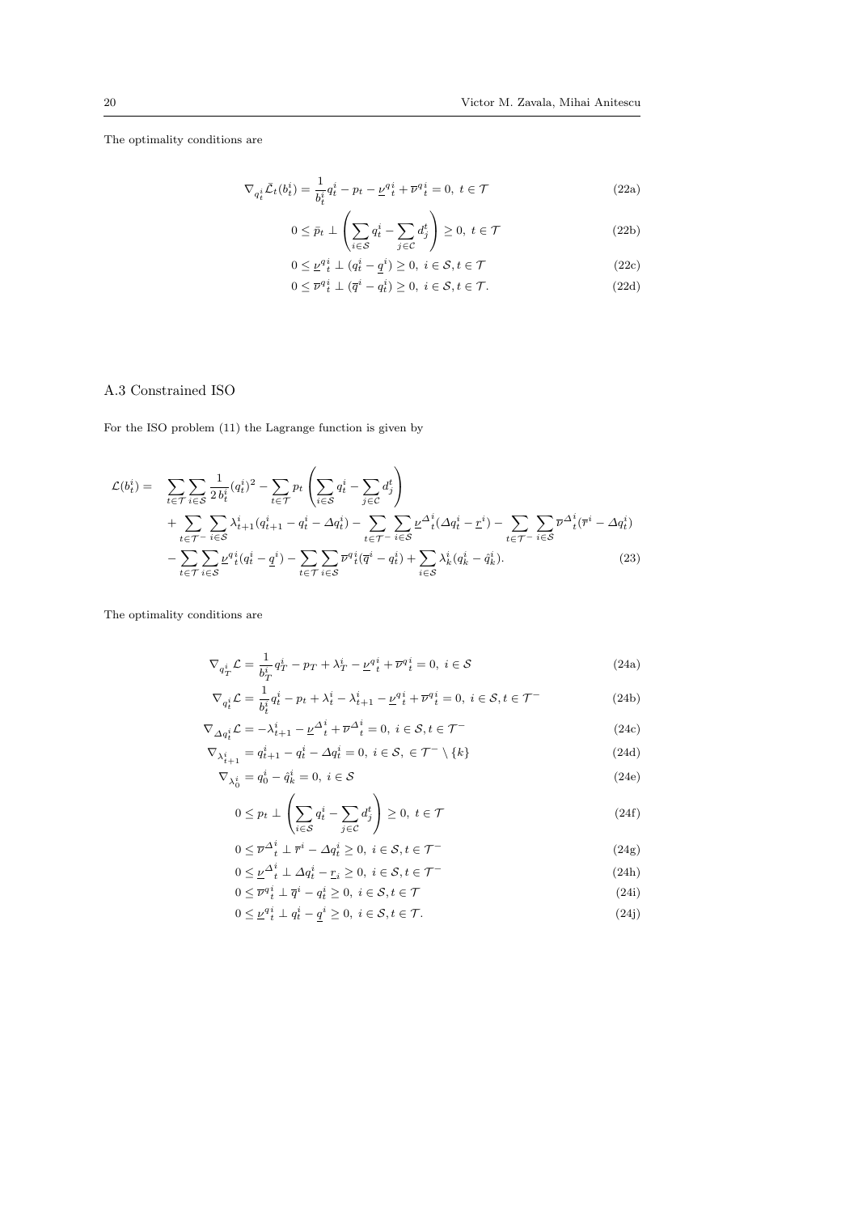The optimality conditions are

$$\nabla_{q_t^i} \bar{\mathcal{L}}_t(b_t^i) = \frac{1}{b_t^i} q_t^i - p_t - \underline{\nu}^{q_t^i} + \overline{\nu}^{q_t^i} = 0, \ t \in \mathcal{T} \tag{22a}$$

$$0 \leq \bar{p}_t \perp \left( \sum_{i \in \mathcal{S}} q_t^i - \sum_{j \in \mathcal{C}} d_j^t \right) \geq 0, \ t \in \mathcal{T} \tag{22b}$$

$$0 \leq \underline{\nu}^{q_t^i} \perp (q_t^i - \underline{q}^i) \geq 0, \ i \in \mathcal{S}, t \in \mathcal{T} \tag{22c}$$

$$0 \leq \overline{\nu}^{q_t^i} \perp (\overline{q}^i - q_t^i) \geq 0, \ i \in \mathcal{S}, t \in \mathcal{T}. \tag{22d}$$

## A.3 Constrained ISO

For the ISO problem (11) the Lagrange function is given by

$$\begin{aligned}
\mathcal{L}(b_t^i) = \quad & \sum_{t \in \mathcal{T}} \sum_{i \in \mathcal{S}} \frac{1}{2\, b_t^i} (q_t^i)^2 - \sum_{t \in \mathcal{T}} p_t \left( \sum_{i \in \mathcal{S}} q_t^i - \sum_{j \in \mathcal{C}} d_j^t \right) \\
& + \sum_{t \in \mathcal{T}^-} \sum_{i \in \mathcal{S}} \lambda_{t+1}^i (q_{t+1}^i - q_t^i - \Delta q_t^i) - \sum_{t \in \mathcal{T}^-} \sum_{i \in \mathcal{S}} \underline{\nu}^{\Delta^i}{}_t (\Delta q_t^i - \underline{r}^i) - \sum_{t \in \mathcal{T}^-} \sum_{i \in \mathcal{S}} \overline{\nu}^{\Delta^i}{}_t (\overline{r}^i - \Delta q_t^i) \\
& - \sum_{t \in \mathcal{T}} \sum_{i \in \mathcal{S}} \underline{\nu}^{q^i}{}_t (q_t^i - \underline{q}^i) - \sum_{t \in \mathcal{T}} \sum_{i \in \mathcal{S}} \overline{\nu}^{q^i}{}_t (\overline{q}^i - q_t^i) + \sum_{i \in \mathcal{S}} \lambda_k^i (q_k^i - \hat{q}_k^i).
\end{aligned} \tag{23}$$

The optimality conditions are

$$\nabla_{q_T^i} \mathcal{L} = \frac{1}{b_T^i} q_T^i - p_T + \lambda_T^i - \underline{\nu}^{q^i}{}_t + \overline{\nu}^{q^i}{}_t = 0, \ i \in \mathcal{S} \tag{24a}$$

$$\nabla_{q_t^i} \mathcal{L} = \frac{1}{b_t^i} q_t^i - p_t + \lambda_t^i - \lambda_{t+1}^i - \underline{\nu}^{q^i}{}_t + \overline{\nu}^{q^i}{}_t = 0, \ i \in \mathcal{S}, t \in \mathcal{T}^- \tag{24b}$$

$$\nabla_{\Delta q_t^i} \mathcal{L} = -\lambda_{t+1}^i - \underline{\nu}^{\Delta^i}{}_t + \overline{\nu}^{\Delta^i}{}_t = 0, \ i \in \mathcal{S}, t \in \mathcal{T}^- \tag{24c}$$

$$\nabla_{\lambda_{t+1}^i} = q_{t+1}^i - q_t^i - \Delta q_t^i = 0, \ i \in \mathcal{S}, \ \in \mathcal{T}^- \setminus \{k\} \tag{24d}$$

$$\nabla_{\lambda_0^i} = q_0^i - \hat{q}_k^i = 0, \ i \in \mathcal{S} \tag{24e}$$

$$0 \leq p_t \perp \left( \sum_{i \in \mathcal{S}} q_t^i - \sum_{j \in \mathcal{C}} d_j^t \right) \geq 0, \ t \in \mathcal{T} \tag{24f}$$

$$0 \leq \overline{\nu}^{\Delta^i}{}_t \perp \overline{r}^i - \Delta q_t^i \geq 0, \ i \in \mathcal{S}, t \in \mathcal{T}^- \tag{24g}$$

$$0 \leq \underline{\nu}^{\Delta^i}{}_t \perp \Delta q_t^i - \underline{r}_i \geq 0, \ i \in \mathcal{S}, t \in \mathcal{T}^- \tag{24h}$$

$$0 \leq \overline{\nu}^{q_t^i} \perp \overline{q}^i - q_t^i \geq 0, \ i \in \mathcal{S}, t \in \mathcal{T} \tag{24i}$$

$$0 \leq \underline{\nu}^{q^i}{}_t \perp q_t^i - \underline{q}^i \geq 0, \ i \in \mathcal{S}, t \in \mathcal{T}. \tag{24j}$$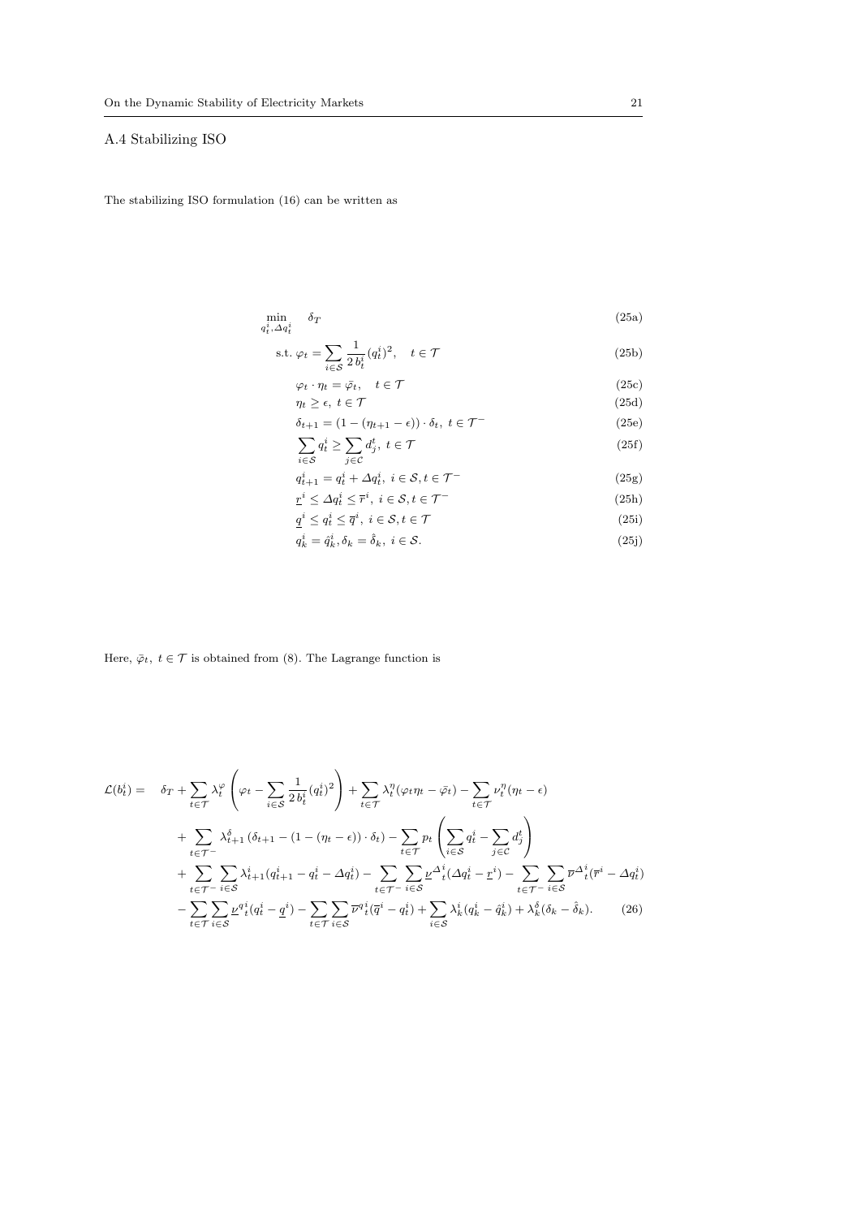### A.4 Stabilizing ISO

The stabilizing ISO formulation (16) can be written as

$$
\begin{aligned}
\min_{q_t^i, \Delta q_t^i} \quad & \delta_T && \text{(25a)}\\
\text{s.t. } & \varphi_t = \sum_{i \in \mathcal{S}} \frac{1}{2\, b_t^i} (q_t^i)^2, \quad t \in \mathcal{T} && \text{(25b)}\\
& \varphi_t \cdot \eta_t = \bar{\varphi}_t, \quad t \in \mathcal{T} && \text{(25c)}\\
& \eta_t \geq \epsilon, \; t \in \mathcal{T} && \text{(25d)}\\
& \delta_{t+1} = (1 - (\eta_{t+1} - \epsilon)) \cdot \delta_t, \; t \in \mathcal{T}^- && \text{(25e)}\\
& \sum_{i \in \mathcal{S}} q_t^i \geq \sum_{j \in \mathcal{C}} d_j^t, \; t \in \mathcal{T} && \text{(25f)}\\
& q_{t+1}^i = q_t^i + \Delta q_t^i, \; i \in \mathcal{S}, t \in \mathcal{T}^- && \text{(25g)}\\
& \underline{r}^i \leq \Delta q_t^i \leq \overline{r}^i, \; i \in \mathcal{S}, t \in \mathcal{T}^- && \text{(25h)}\\
& \underline{q}^i \leq q_t^i \leq \overline{q}^i, \; i \in \mathcal{S}, t \in \mathcal{T} && \text{(25i)}\\
& q_k^i = \hat{q}_k^i, \delta_k = \hat{\delta}_k, \; i \in \mathcal{S}. && \text{(25j)}
\end{aligned}
$$

Here, $\bar{\varphi}_t,\ t \in \mathcal{T}$ is obtained from (8). The Lagrange function is

$$
\begin{aligned}
\mathcal{L}(b_t^i) = \quad & \delta_T + \sum_{t \in \mathcal{T}} \lambda_t^{\varphi} \left( \varphi_t - \sum_{i \in \mathcal{S}} \frac{1}{2\, b_t^i} (q_t^i)^2 \right) + \sum_{t \in \mathcal{T}} \lambda_t^{\eta} (\varphi_t \eta_t - \bar{\varphi}_t) - \sum_{t \in \mathcal{T}} \nu_t^{\eta} (\eta_t - \epsilon) \\
& + \sum_{t \in \mathcal{T}^-} \lambda_{t+1}^{\delta} \left( \delta_{t+1} - (1 - (\eta_t - \epsilon)) \cdot \delta_t \right) - \sum_{t \in \mathcal{T}} p_t \left( \sum_{i \in \mathcal{S}} q_t^i - \sum_{j \in \mathcal{C}} d_j^t \right) \\
& + \sum_{t \in \mathcal{T}^-} \sum_{i \in \mathcal{S}} \lambda_{t+1}^i (q_{t+1}^i - q_t^i - \Delta q_t^i) - \sum_{t \in \mathcal{T}^-} \sum_{i \in \mathcal{S}} \underline{\nu}^{\Delta}{}_t^i (\Delta q_t^i - \underline{r}^i) - \sum_{t \in \mathcal{T}^-} \sum_{i \in \mathcal{S}} \overline{\nu}^{\Delta}{}_t^i (\overline{r}^i - \Delta q_t^i) \\
& - \sum_{t \in \mathcal{T}} \sum_{i \in \mathcal{S}} \underline{\nu}^{q}{}_t^i (q_t^i - \underline{q}^i) - \sum_{t \in \mathcal{T}} \sum_{i \in \mathcal{S}} \overline{\nu}^{q}{}_t^i (\overline{q}^i - q_t^i) + \sum_{i \in \mathcal{S}} \lambda_k^i (q_k^i - \hat{q}_k^i) + \lambda_k^{\delta} (\delta_k - \hat{\delta}_k). \qquad (26)
\end{aligned}
$$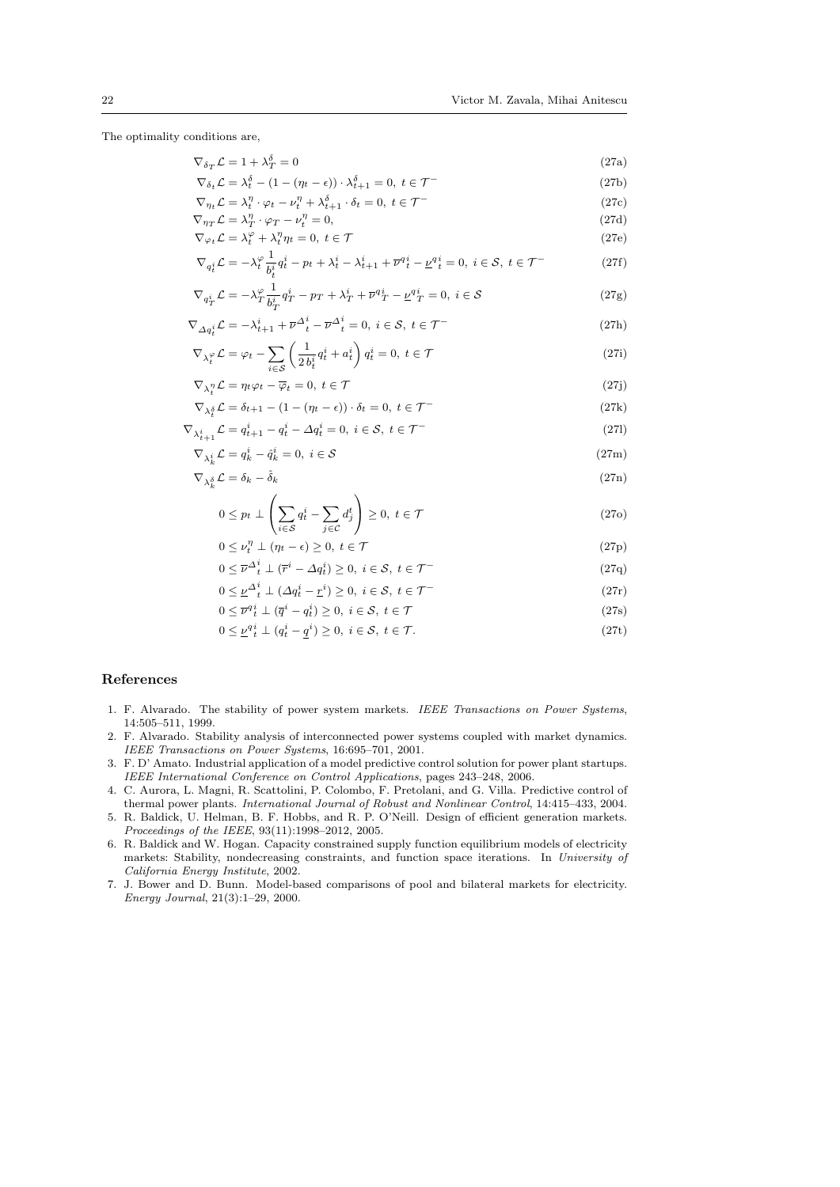The optimality conditions are,

$$\nabla_{\delta_T} \mathcal{L} = 1 + \lambda_T^{\delta} = 0 \tag{27a}$$

$$\nabla_{\delta_t} \mathcal{L} = \lambda_t^{\delta} - (1 - (\eta_t - \epsilon)) \cdot \lambda_{t+1}^{\delta} = 0, \; t \in \mathcal{T}^- \tag{27b}$$

$$\nabla_{\eta_t} \mathcal{L} = \lambda_t^{\eta} \cdot \varphi_t - \nu_t^{\eta} + \lambda_{t+1}^{\delta} \cdot \delta_t = 0, \; t \in \mathcal{T}^- \tag{27c}$$

$$\nabla_{\eta_T} \mathcal{L} = \lambda_T^{\eta} \cdot \varphi_T - \nu_t^{\eta} = 0, \tag{27d}$$

$$\nabla_{\varphi_t} \mathcal{L} = \lambda_t^{\varphi} + \lambda_t^{\eta} \eta_t = 0, \; t \in \mathcal{T} \tag{27e}$$

$$\nabla_{q_t^i} \mathcal{L} = -\lambda_t^{\varphi} \frac{1}{b_t^i} q_t^i - p_t + \lambda_t^i - \lambda_{t+1}^i + \overline{\nu}^{q_t^i} - \underline{\nu}^{q_t^i} = 0, \; i \in \mathcal{S}, \; t \in \mathcal{T}^- \tag{27f}$$

$$\nabla_{q_T^i} \mathcal{L} = -\lambda_T^{\varphi} \frac{1}{b_T^i} q_T^i - p_T + \lambda_T^i + \overline{\nu}^{q_T^i} - \underline{\nu}^{q_T^i} = 0, \; i \in \mathcal{S} \tag{27g}$$

$$\nabla_{\Delta q_t^i} \mathcal{L} = -\lambda_{t+1}^i + \overline{\nu}^{\Delta_t^i} - \overline{\nu}^{\Delta_t^i} = 0, \; i \in \mathcal{S}, \; t \in \mathcal{T}^- \tag{27h}$$

$$\nabla_{\lambda_t^{\varphi}} \mathcal{L} = \varphi_t - \sum_{i \in \mathcal{S}} \left( \frac{1}{2\, b_t^i} q_t^i + a_t^i \right) q_t^i = 0, \; t \in \mathcal{T} \tag{27i}$$

$$\nabla_{\lambda_t^{\eta}} \mathcal{L} = \eta_t \varphi_t - \overline{\varphi}_t = 0, \; t \in \mathcal{T} \tag{27j}$$

$$\nabla_{\lambda_t^{\delta}} \mathcal{L} = \delta_{t+1} - (1 - (\eta_t - \epsilon)) \cdot \delta_t = 0, \; t \in \mathcal{T}^- \tag{27k}$$

$$\nabla_{\lambda_{t+1}^i} \mathcal{L} = q_{t+1}^i - q_t^i - \Delta q_t^i = 0, \; i \in \mathcal{S}, \; t \in \mathcal{T}^- \tag{27l}$$

$$\nabla_{\lambda_k^i} \mathcal{L} = q_k^i - \hat{q}_k^i = 0, \; i \in \mathcal{S} \tag{27m}$$

$$\nabla_{\lambda_k^{\delta}} \mathcal{L} = \delta_k - \hat{\delta}_k \tag{27n}$$

$$0 \leq p_t \perp \left( \sum_{i \in \mathcal{S}} q_t^i - \sum_{j \in \mathcal{C}} d_j^t \right) \geq 0, \; t \in \mathcal{T} \tag{27o}$$

$$0 \leq \nu_t^{\eta} \perp (\eta_t - \epsilon) \geq 0, \; t \in \mathcal{T} \tag{27p}$$

$$0 \leq \overline{\nu}^{\Delta_t^i} \perp (\overline{r}^i - \Delta q_t^i) \geq 0, \; i \in \mathcal{S}, \; t \in \mathcal{T}^- \tag{27q}$$

$$0 \leq \underline{\nu}^{\Delta_t^i} \perp (\Delta q_t^i - \underline{r}^i) \geq 0, \; i \in \mathcal{S}, \; t \in \mathcal{T}^- \tag{27r}$$

$$0 \leq \overline{\nu}^{q_t^i} \perp (\overline{q}^i - q_t^i) \geq 0, \; i \in \mathcal{S}, \; t \in \mathcal{T} \tag{27s}$$

$$0 \leq \underline{\nu}^{q_t^i} \perp (q_t^i - \underline{q}^i) \geq 0, \; i \in \mathcal{S}, \; t \in \mathcal{T}. \tag{27t}$$

## References

1. F. Alvarado. The stability of power system markets. *IEEE Transactions on Power Systems*, 14:505–511, 1999.
2. F. Alvarado. Stability analysis of interconnected power systems coupled with market dynamics. *IEEE Transactions on Power Systems*, 16:695–701, 2001.
3. F. D' Amato. Industrial application of a model predictive control solution for power plant startups. *IEEE International Conference on Control Applications*, pages 243–248, 2006.
4. C. Aurora, L. Magni, R. Scattolini, P. Colombo, F. Pretolani, and G. Villa. Predictive control of thermal power plants. *International Journal of Robust and Nonlinear Control*, 14:415–433, 2004.
5. R. Baldick, U. Helman, B. F. Hobbs, and R. P. O'Neill. Design of efficient generation markets. *Proceedings of the IEEE*, 93(11):1998–2012, 2005.
6. R. Baldick and W. Hogan. Capacity constrained supply function equilibrium models of electricity markets: Stability, nondecreasing constraints, and function space iterations. In *University of California Energy Institute*, 2002.
7. J. Bower and D. Bunn. Model-based comparisons of pool and bilateral markets for electricity. *Energy Journal*, 21(3):1–29, 2000.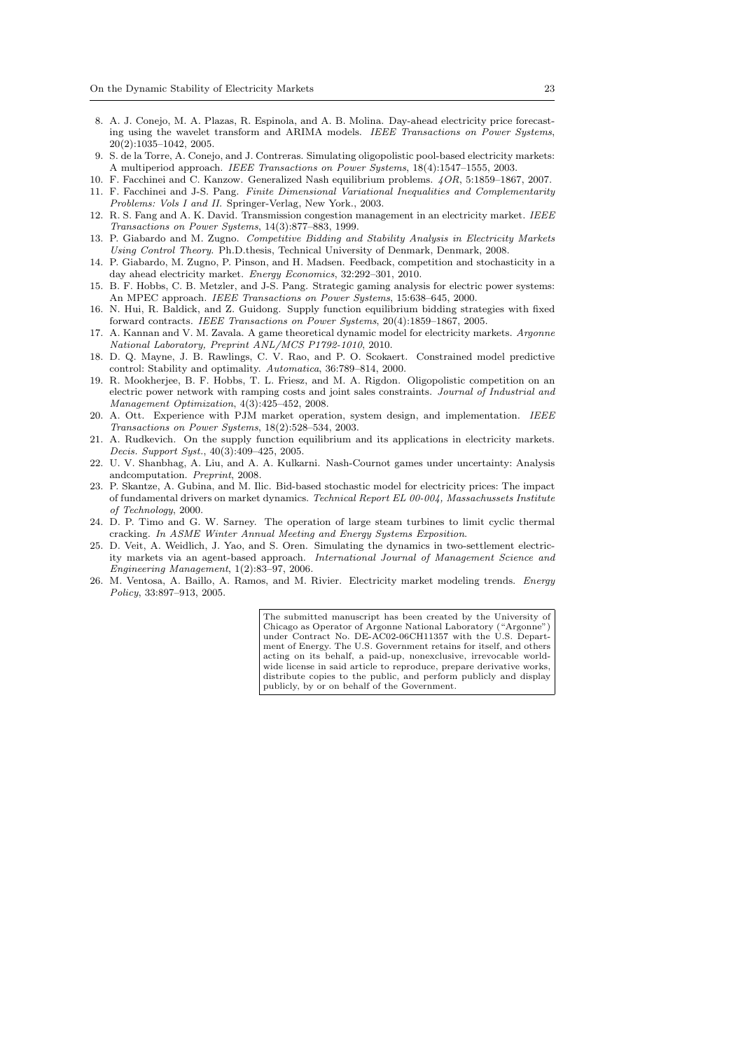8. A. J. Conejo, M. A. Plazas, R. Espinola, and A. B. Molina. Day-ahead electricity price forecasting using the wavelet transform and ARIMA models. *IEEE Transactions on Power Systems*, 20(2):1035–1042, 2005.
9. S. de la Torre, A. Conejo, and J. Contreras. Simulating oligopolistic pool-based electricity markets: A multiperiod approach. *IEEE Transactions on Power Systems*, 18(4):1547–1555, 2003.
10. F. Facchinei and C. Kanzow. Generalized Nash equilibrium problems. *4OR*, 5:1859–1867, 2007.
11. F. Facchinei and J-S. Pang. *Finite Dimensional Variational Inequalities and Complementarity Problems: Vols I and II.* Springer-Verlag, New York., 2003.
12. R. S. Fang and A. K. David. Transmission congestion management in an electricity market. *IEEE Transactions on Power Systems*, 14(3):877–883, 1999.
13. P. Giabardo and M. Zugno. *Competitive Bidding and Stability Analysis in Electricity Markets Using Control Theory.* Ph.D.thesis, Technical University of Denmark, Denmark, 2008.
14. P. Giabardo, M. Zugno, P. Pinson, and H. Madsen. Feedback, competition and stochasticity in a day ahead electricity market. *Energy Economics*, 32:292–301, 2010.
15. B. F. Hobbs, C. B. Metzler, and J-S. Pang. Strategic gaming analysis for electric power systems: An MPEC approach. *IEEE Transactions on Power Systems*, 15:638–645, 2000.
16. N. Hui, R. Baldick, and Z. Guidong. Supply function equilibrium bidding strategies with fixed forward contracts. *IEEE Transactions on Power Systems*, 20(4):1859–1867, 2005.
17. A. Kannan and V. M. Zavala. A game theoretical dynamic model for electricity markets. *Argonne National Laboratory, Preprint ANL/MCS P1792-1010*, 2010.
18. D. Q. Mayne, J. B. Rawlings, C. V. Rao, and P. O. Scokaert. Constrained model predictive control: Stability and optimality. *Automatica*, 36:789–814, 2000.
19. R. Mookherjee, B. F. Hobbs, T. L. Friesz, and M. A. Rigdon. Oligopolistic competition on an electric power network with ramping costs and joint sales constraints. *Journal of Industrial and Management Optimization*, 4(3):425–452, 2008.
20. A. Ott. Experience with PJM market operation, system design, and implementation. *IEEE Transactions on Power Systems*, 18(2):528–534, 2003.
21. A. Rudkevich. On the supply function equilibrium and its applications in electricity markets. *Decis. Support Syst.*, 40(3):409–425, 2005.
22. U. V. Shanbhag, A. Liu, and A. A. Kulkarni. Nash-Cournot games under uncertainty: Analysis andcomputation. *Preprint*, 2008.
23. P. Skantze, A. Gubina, and M. Ilic. Bid-based stochastic model for electricity prices: The impact of fundamental drivers on market dynamics. *Technical Report EL 00-004, Massachussets Institute of Technology*, 2000.
24. D. P. Timo and G. W. Sarney. The operation of large steam turbines to limit cyclic thermal cracking. *In ASME Winter Annual Meeting and Energy Systems Exposition*.
25. D. Veit, A. Weidlich, J. Yao, and S. Oren. Simulating the dynamics in two-settlement electricity markets via an agent-based approach. *International Journal of Management Science and Engineering Management*, 1(2):83–97, 2006.
26. M. Ventosa, A. Baillo, A. Ramos, and M. Rivier. Electricity market modeling trends. *Energy Policy*, 33:897–913, 2005.

The submitted manuscript has been created by the University of Chicago as Operator of Argonne National Laboratory ("Argonne") under Contract No. DE-AC02-06CH11357 with the U.S. Department of Energy. The U.S. Government retains for itself, and others acting on its behalf, a paid-up, nonexclusive, irrevocable worldwide license in said article to reproduce, prepare derivative works, distribute copies to the public, and perform publicly and display publicly, by or on behalf of the Government.